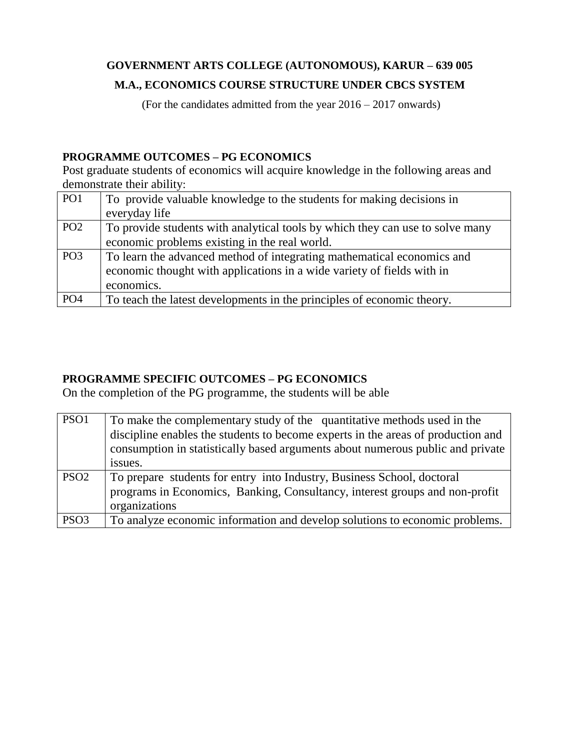**GOVERNMENT ARTS COLLEGE (AUTONOMOUS), KARUR – 639 005**

**M.A., ECONOMICS COURSE STRUCTURE UNDER CBCS SYSTEM**

(For the candidates admitted from the year 2016 – 2017 onwards)

**PROGRAMME OUTCOMES – PG ECONOMICS**

Post graduate students of economics will acquire knowledge in the following areas and demonstrate their ability:

| | |
|---|---|
| PO1 | To provide valuable knowledge to the students for making decisions in everyday life |
| PO2 | To provide students with analytical tools by which they can use to solve many economic problems existing in the real world. |
| PO3 | To learn the advanced method of integrating mathematical economics and economic thought with applications in a wide variety of fields with in economics. |
| PO4 | To teach the latest developments in the principles of economic theory. |

**PROGRAMME SPECIFIC OUTCOMES – PG ECONOMICS**

On the completion of the PG programme, the students will be able

| | |
|---|---|
| PSO1 | To make the complementary study of the quantitative methods used in the discipline enables the students to become experts in the areas of production and consumption in statistically based arguments about numerous public and private issues. |
| PSO2 | To prepare students for entry into Industry, Business School, doctoral programs in Economics, Banking, Consultancy, interest groups and non-profit organizations |
| PSO3 | To analyze economic information and develop solutions to economic problems. |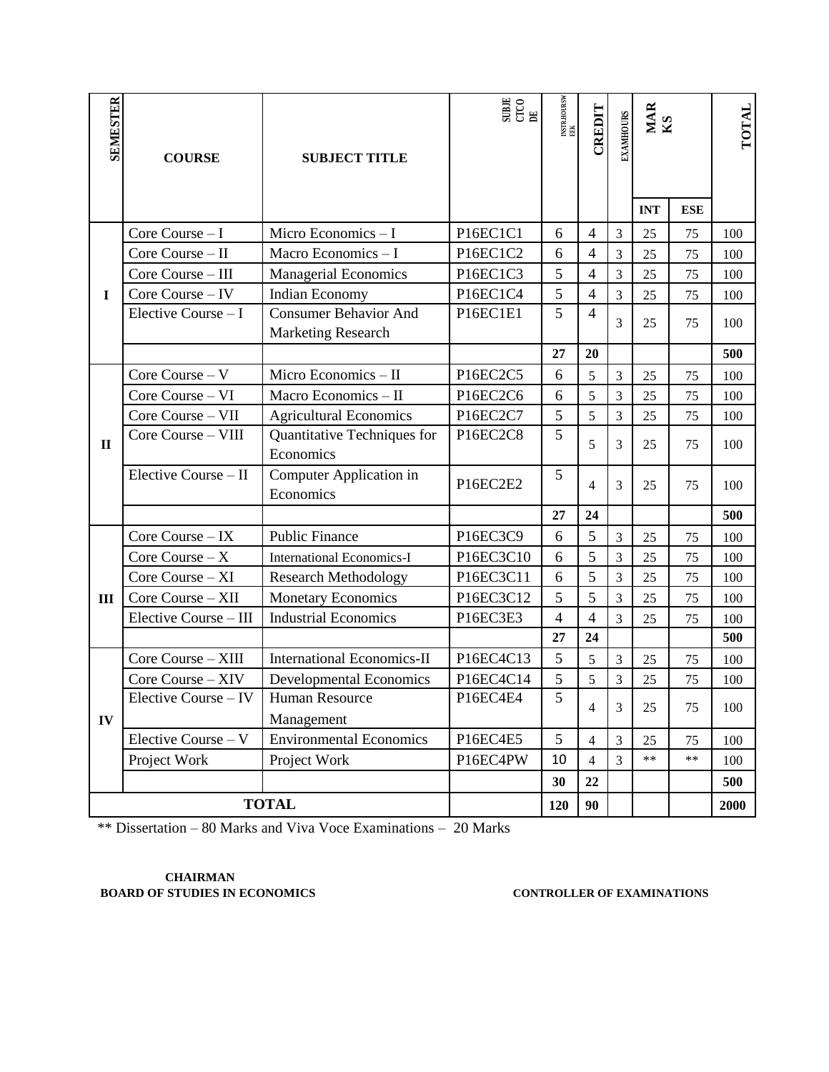| SEMESTER | COURSE | SUBJECT TITLE | SUBJECT CODE | INSTR.HOURS/WEEK | CREDIT | EXAM HOURS | MARKS | | TOTAL |
|---|---|---|---|---|---|---|---|---|---|
| | | | | | | | INT | ESE | |
| I | Core Course – I | Micro Economics – I | P16EC1C1 | 6 | 4 | 3 | 25 | 75 | 100 |
| | Core Course – II | Macro Economics – I | P16EC1C2 | 6 | 4 | 3 | 25 | 75 | 100 |
| | Core Course – III | Managerial Economics | P16EC1C3 | 5 | 4 | 3 | 25 | 75 | 100 |
| | Core Course – IV | Indian Economy | P16EC1C4 | 5 | 4 | 3 | 25 | 75 | 100 |
| | Elective Course – I | Consumer Behavior And Marketing Research | P16EC1E1 | 5 | 4 | 3 | 25 | 75 | 100 |
| | | | | **27** | **20** | | | | **500** |
| II | Core Course – V | Micro Economics – II | P16EC2C5 | 6 | 5 | 3 | 25 | 75 | 100 |
| | Core Course – VI | Macro Economics – II | P16EC2C6 | 6 | 5 | 3 | 25 | 75 | 100 |
| | Core Course – VII | Agricultural Economics | P16EC2C7 | 5 | 5 | 3 | 25 | 75 | 100 |
| | Core Course – VIII | Quantitative Techniques for Economics | P16EC2C8 | 5 | 5 | 3 | 25 | 75 | 100 |
| | Elective Course – II | Computer Application in Economics | P16EC2E2 | 5 | 4 | 3 | 25 | 75 | 100 |
| | | | | **27** | **24** | | | | **500** |
| III | Core Course – IX | Public Finance | P16EC3C9 | 6 | 5 | 3 | 25 | 75 | 100 |
| | Core Course – X | International Economics-I | P16EC3C10 | 6 | 5 | 3 | 25 | 75 | 100 |
| | Core Course – XI | Research Methodology | P16EC3C11 | 6 | 5 | 3 | 25 | 75 | 100 |
| | Core Course – XII | Monetary Economics | P16EC3C12 | 5 | 5 | 3 | 25 | 75 | 100 |
| | Elective Course – III | Industrial Economics | P16EC3E3 | 4 | 4 | 3 | 25 | 75 | 100 |
| | | | | **27** | **24** | | | | **500** |
| IV | Core Course – XIII | International Economics-II | P16EC4C13 | 5 | 5 | 3 | 25 | 75 | 100 |
| | Core Course – XIV | Developmental Economics | P16EC4C14 | 5 | 5 | 3 | 25 | 75 | 100 |
| | Elective Course – IV | Human Resource Management | P16EC4E4 | 5 | 4 | 3 | 25 | 75 | 100 |
| | Elective Course – V | Environmental Economics | P16EC4E5 | 5 | 4 | 3 | 25 | 75 | 100 |
| | Project Work | Project Work | P16EC4PW | 10 | 4 | 3 | ** | ** | 100 |
| | | | | **30** | **22** | | | | **500** |
| **TOTAL** | | | | **120** | **90** | | | | **2000** |

** Dissertation – 80 Marks and Viva Voce Examinations – 20 Marks

**CHAIRMAN**
**BOARD OF STUDIES IN ECONOMICS**

**CONTROLLER OF EXAMINATIONS**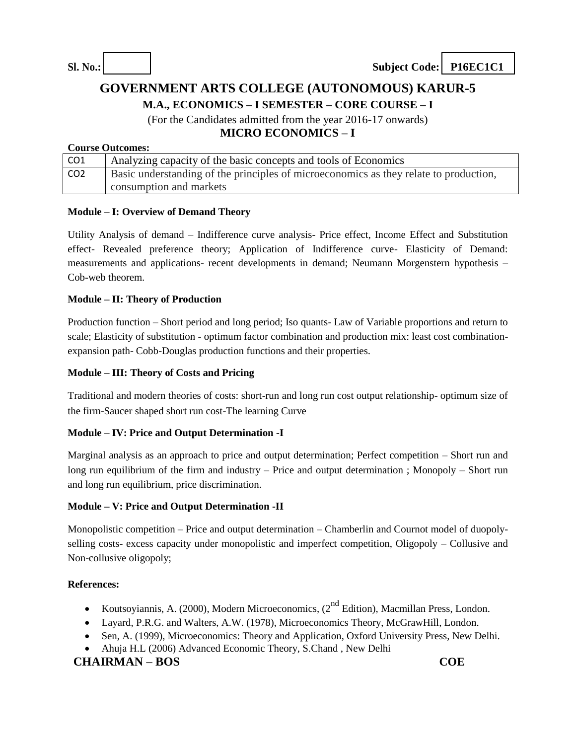**Sl. No.:** **Subject Code: P16EC1C1**

# GOVERNMENT ARTS COLLEGE (AUTONOMOUS) KARUR-5

## M.A., ECONOMICS – I SEMESTER – CORE COURSE – I

(For the Candidates admitted from the year 2016-17 onwards)

## MICRO ECONOMICS – I

**Course Outcomes:**

| | |
|---|---|
| CO1 | Analyzing capacity of the basic concepts and tools of Economics |
| CO2 | Basic understanding of the principles of microeconomics as they relate to production, consumption and markets |

**Module – I: Overview of Demand Theory**

Utility Analysis of demand – Indifference curve analysis- Price effect, Income Effect and Substitution effect- Revealed preference theory; Application of Indifference curve- Elasticity of Demand: measurements and applications- recent developments in demand; Neumann Morgenstern hypothesis – Cob-web theorem.

**Module – II: Theory of Production**

Production function – Short period and long period; Iso quants- Law of Variable proportions and return to scale; Elasticity of substitution - optimum factor combination and production mix: least cost combination-expansion path- Cobb-Douglas production functions and their properties.

**Module – III: Theory of Costs and Pricing**

Traditional and modern theories of costs: short-run and long run cost output relationship- optimum size of the firm-Saucer shaped short run cost-The learning Curve

**Module – IV: Price and Output Determination -I**

Marginal analysis as an approach to price and output determination; Perfect competition – Short run and long run equilibrium of the firm and industry – Price and output determination ; Monopoly – Short run and long run equilibrium, price discrimination.

**Module – V: Price and Output Determination -II**

Monopolistic competition – Price and output determination – Chamberlin and Cournot model of duopoly-selling costs- excess capacity under monopolistic and imperfect competition, Oligopoly – Collusive and Non-collusive oligopoly;

**References:**

- Koutsoyiannis, A. (2000), Modern Microeconomics, (2nd Edition), Macmillan Press, London.
- Layard, P.R.G. and Walters, A.W. (1978), Microeconomics Theory, McGrawHill, London.
- Sen, A. (1999), Microeconomics: Theory and Application, Oxford University Press, New Delhi.
- Ahuja H.L (2006) Advanced Economic Theory, S.Chand , New Delhi

**CHAIRMAN – BOS** **COE**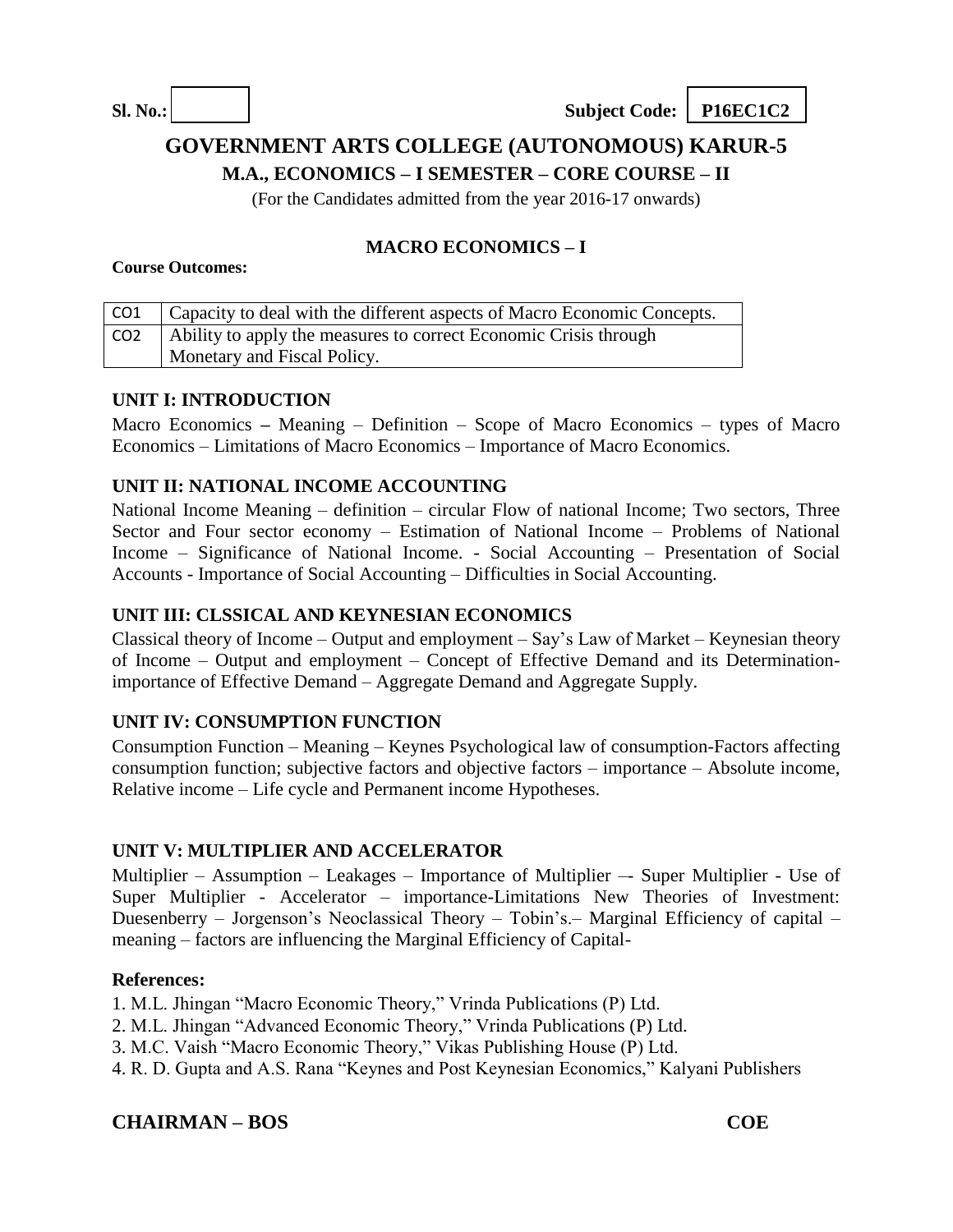**Sl. No.:** &nbsp;&nbsp;&nbsp;&nbsp;&nbsp;&nbsp;&nbsp;&nbsp;&nbsp;&nbsp;&nbsp;&nbsp;&nbsp;&nbsp;&nbsp;&nbsp;&nbsp;&nbsp;&nbsp;&nbsp; **Subject Code: P16EC1C2**

# GOVERNMENT ARTS COLLEGE (AUTONOMOUS) KARUR-5

## M.A., ECONOMICS – I SEMESTER – CORE COURSE – II

(For the Candidates admitted from the year 2016-17 onwards)

### MACRO ECONOMICS – I

**Course Outcomes:**

| | |
|---|---|
| CO1 | Capacity to deal with the different aspects of Macro Economic Concepts. |
| CO2 | Ability to apply the measures to correct Economic Crisis through Monetary and Fiscal Policy. |

### UNIT I: INTRODUCTION

Macro Economics – Meaning – Definition – Scope of Macro Economics – types of Macro Economics – Limitations of Macro Economics – Importance of Macro Economics.

### UNIT II: NATIONAL INCOME ACCOUNTING

National Income Meaning – definition – circular Flow of national Income; Two sectors, Three Sector and Four sector economy – Estimation of National Income – Problems of National Income – Significance of National Income. - Social Accounting – Presentation of Social Accounts - Importance of Social Accounting – Difficulties in Social Accounting.

### UNIT III: CLSSICAL AND KEYNESIAN ECONOMICS

Classical theory of Income – Output and employment – Say's Law of Market – Keynesian theory of Income – Output and employment – Concept of Effective Demand and its Determination-importance of Effective Demand – Aggregate Demand and Aggregate Supply.

### UNIT IV: CONSUMPTION FUNCTION

Consumption Function – Meaning – Keynes Psychological law of consumption-Factors affecting consumption function; subjective factors and objective factors – importance – Absolute income, Relative income – Life cycle and Permanent income Hypotheses.

### UNIT V: MULTIPLIER AND ACCELERATOR

Multiplier – Assumption – Leakages – Importance of Multiplier –- Super Multiplier - Use of Super Multiplier - Accelerator – importance-Limitations New Theories of Investment: Duesenberry – Jorgenson's Neoclassical Theory – Tobin's.– Marginal Efficiency of capital – meaning – factors are influencing the Marginal Efficiency of Capital-

**References:**

1. M.L. Jhingan "Macro Economic Theory," Vrinda Publications (P) Ltd.
2. M.L. Jhingan "Advanced Economic Theory," Vrinda Publications (P) Ltd.
3. M.C. Vaish "Macro Economic Theory," Vikas Publishing House (P) Ltd.
4. R. D. Gupta and A.S. Rana "Keynes and Post Keynesian Economics," Kalyani Publishers

**CHAIRMAN – BOS** &nbsp;&nbsp;&nbsp;&nbsp;&nbsp;&nbsp;&nbsp;&nbsp;&nbsp;&nbsp;&nbsp;&nbsp;&nbsp;&nbsp;&nbsp;&nbsp;&nbsp;&nbsp;&nbsp;&nbsp; **COE**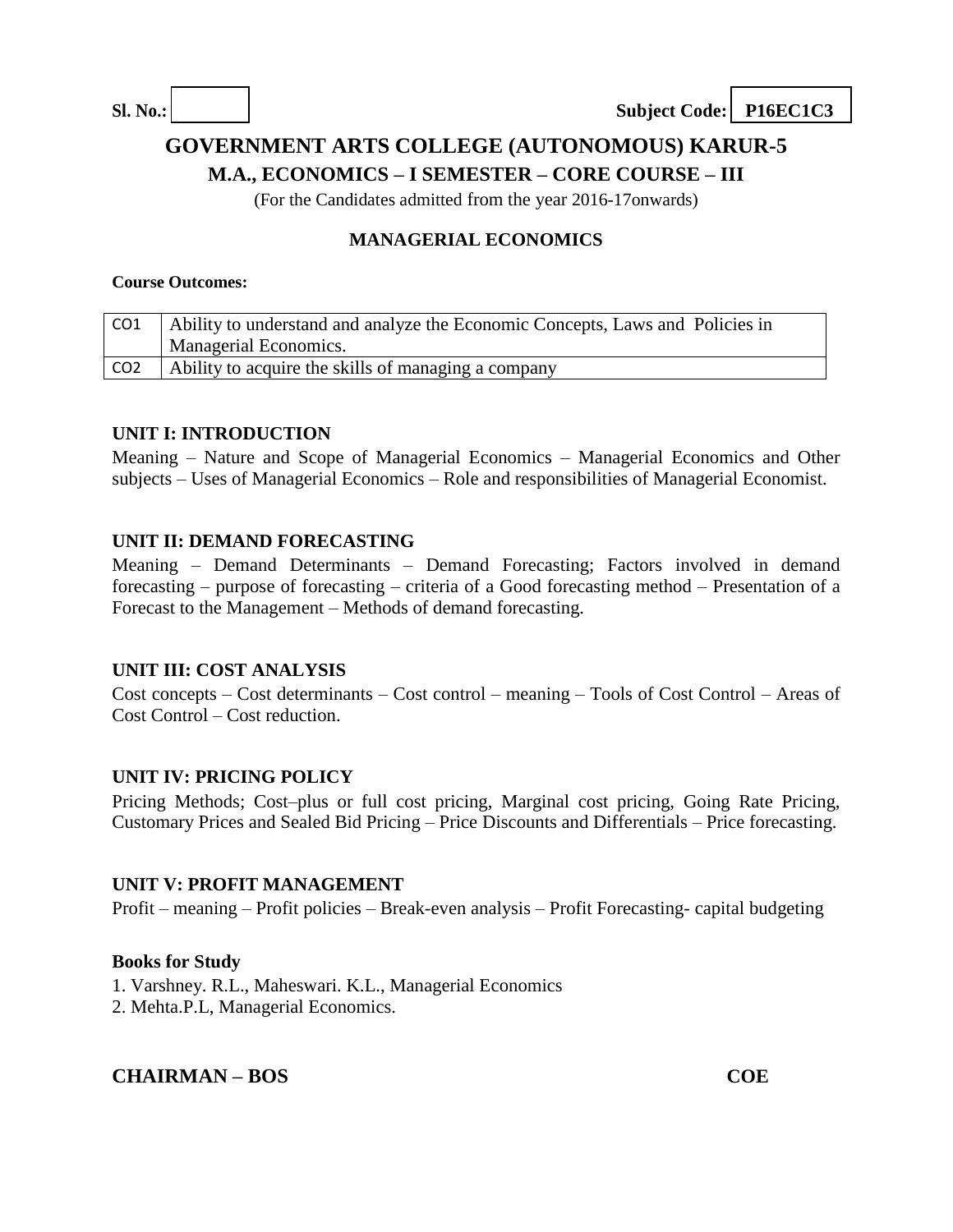**Sl. No.:** | **Subject Code: P16EC1C3**

# GOVERNMENT ARTS COLLEGE (AUTONOMOUS) KARUR-5

## M.A., ECONOMICS – I SEMESTER – CORE COURSE – III

(For the Candidates admitted from the year 2016-17onwards)

## MANAGERIAL ECONOMICS

**Course Outcomes:**

| CO1 | Ability to understand and analyze the Economic Concepts, Laws and Policies in Managerial Economics. |
|---|---|
| CO2 | Ability to acquire the skills of managing a company |

### UNIT I: INTRODUCTION

Meaning – Nature and Scope of Managerial Economics – Managerial Economics and Other subjects – Uses of Managerial Economics – Role and responsibilities of Managerial Economist.

### UNIT II: DEMAND FORECASTING

Meaning – Demand Determinants – Demand Forecasting; Factors involved in demand forecasting – purpose of forecasting – criteria of a Good forecasting method – Presentation of a Forecast to the Management – Methods of demand forecasting.

### UNIT III: COST ANALYSIS

Cost concepts – Cost determinants – Cost control – meaning – Tools of Cost Control – Areas of Cost Control – Cost reduction.

### UNIT IV: PRICING POLICY

Pricing Methods; Cost–plus or full cost pricing, Marginal cost pricing, Going Rate Pricing, Customary Prices and Sealed Bid Pricing – Price Discounts and Differentials – Price forecasting.

### UNIT V: PROFIT MANAGEMENT

Profit – meaning – Profit policies – Break-even analysis – Profit Forecasting- capital budgeting

**Books for Study**

1. Varshney. R.L., Maheswari. K.L., Managerial Economics
2. Mehta.P.L, Managerial Economics.

**CHAIRMAN – BOS** **COE**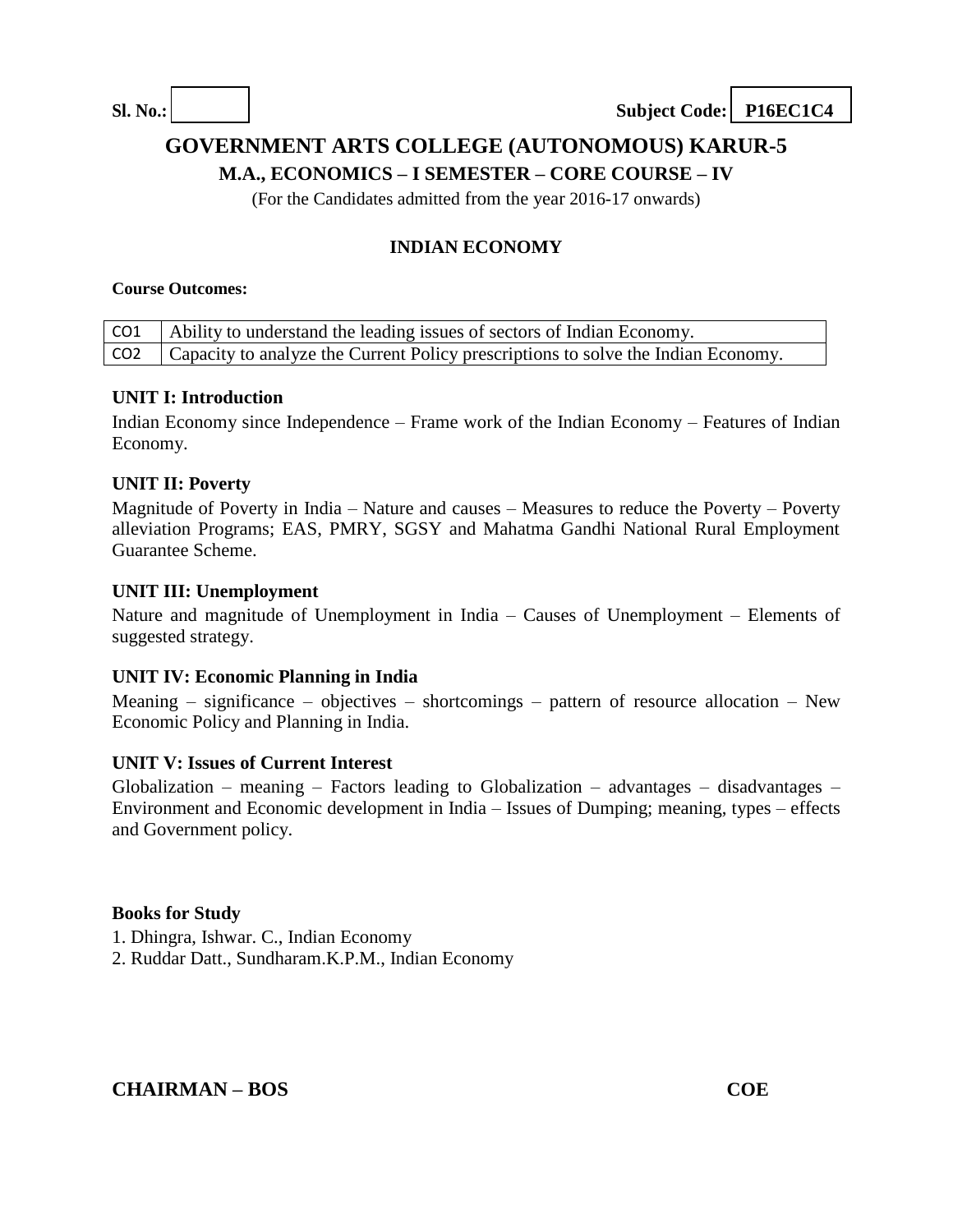**Sl. No.:** | | **Subject Code:** **P16EC1C4**

# GOVERNMENT ARTS COLLEGE (AUTONOMOUS) KARUR-5

## M.A., ECONOMICS – I SEMESTER – CORE COURSE – IV

(For the Candidates admitted from the year 2016-17 onwards)

### INDIAN ECONOMY

**Course Outcomes:**

| CO1 | Ability to understand the leading issues of sectors of Indian Economy. |
|---|---|
| CO2 | Capacity to analyze the Current Policy prescriptions to solve the Indian Economy. |

**UNIT I: Introduction**

Indian Economy since Independence – Frame work of the Indian Economy – Features of Indian Economy.

**UNIT II: Poverty**

Magnitude of Poverty in India – Nature and causes – Measures to reduce the Poverty – Poverty alleviation Programs; EAS, PMRY, SGSY and Mahatma Gandhi National Rural Employment Guarantee Scheme.

**UNIT III: Unemployment**

Nature and magnitude of Unemployment in India – Causes of Unemployment – Elements of suggested strategy.

**UNIT IV: Economic Planning in India**

Meaning – significance – objectives – shortcomings – pattern of resource allocation – New Economic Policy and Planning in India.

**UNIT V: Issues of Current Interest**

Globalization – meaning – Factors leading to Globalization – advantages – disadvantages – Environment and Economic development in India – Issues of Dumping; meaning, types – effects and Government policy.

**Books for Study**

1. Dhingra, Ishwar. C., Indian Economy
2. Ruddar Datt., Sundharam.K.P.M., Indian Economy

**CHAIRMAN – BOS** **COE**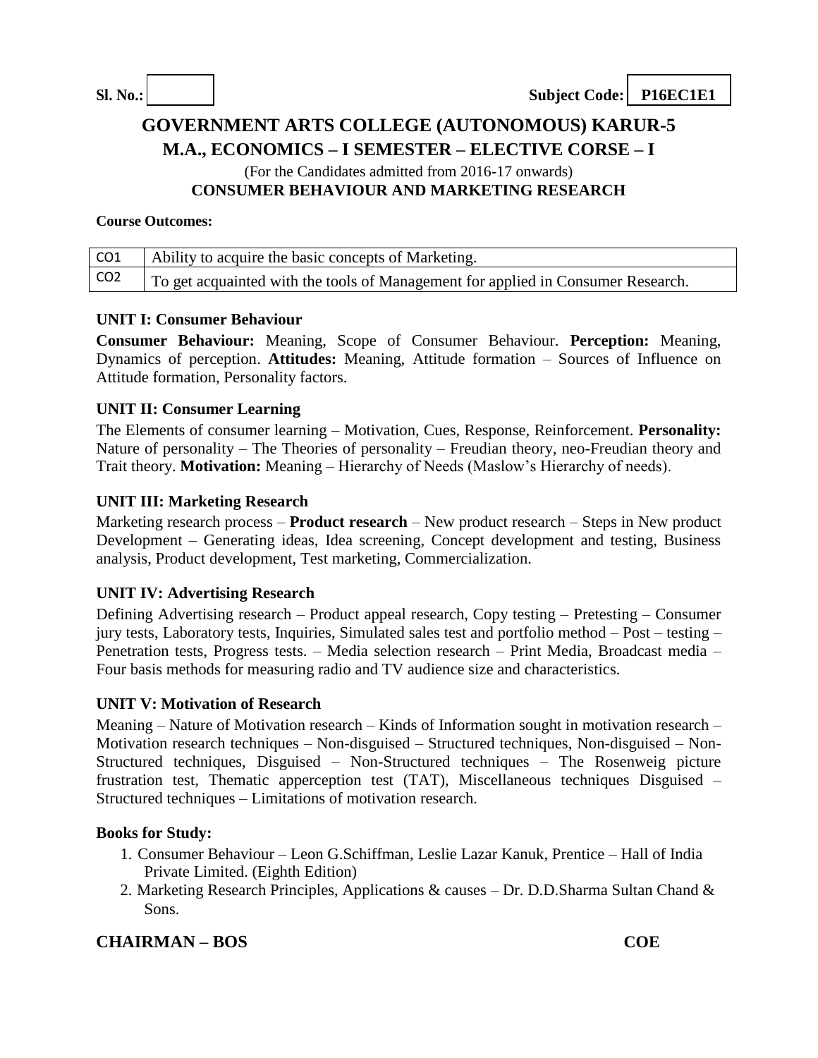**Sl. No.:** | | **Subject Code:** **P16EC1E1**

# GOVERNMENT ARTS COLLEGE (AUTONOMOUS) KARUR-5

## M.A., ECONOMICS – I SEMESTER – ELECTIVE CORSE – I

(For the Candidates admitted from 2016-17 onwards)

## CONSUMER BEHAVIOUR AND MARKETING RESEARCH

**Course Outcomes:**

| | |
|---|---|
| CO1 | Ability to acquire the basic concepts of Marketing. |
| CO2 | To get acquainted with the tools of Management for applied in Consumer Research. |

### UNIT I: Consumer Behaviour

**Consumer Behaviour:** Meaning, Scope of Consumer Behaviour. **Perception:** Meaning, Dynamics of perception. **Attitudes:** Meaning, Attitude formation – Sources of Influence on Attitude formation, Personality factors.

### UNIT II: Consumer Learning

The Elements of consumer learning – Motivation, Cues, Response, Reinforcement. **Personality:** Nature of personality – The Theories of personality – Freudian theory, neo-Freudian theory and Trait theory. **Motivation:** Meaning – Hierarchy of Needs (Maslow's Hierarchy of needs).

### UNIT III: Marketing Research

Marketing research process – **Product research** – New product research – Steps in New product Development – Generating ideas, Idea screening, Concept development and testing, Business analysis, Product development, Test marketing, Commercialization.

### UNIT IV: Advertising Research

Defining Advertising research – Product appeal research, Copy testing – Pretesting – Consumer jury tests, Laboratory tests, Inquiries, Simulated sales test and portfolio method – Post – testing – Penetration tests, Progress tests. – Media selection research – Print Media, Broadcast media – Four basis methods for measuring radio and TV audience size and characteristics.

### UNIT V: Motivation of Research

Meaning – Nature of Motivation research – Kinds of Information sought in motivation research – Motivation research techniques – Non-disguised – Structured techniques, Non-disguised – Non-Structured techniques, Disguised – Non-Structured techniques – The Rosenweig picture frustration test, Thematic apperception test (TAT), Miscellaneous techniques Disguised – Structured techniques – Limitations of motivation research.

### Books for Study:

1. Consumer Behaviour – Leon G.Schiffman, Leslie Lazar Kanuk, Prentice – Hall of India Private Limited. (Eighth Edition)
2. Marketing Research Principles, Applications & causes – Dr. D.D.Sharma Sultan Chand & Sons.

**CHAIRMAN – BOS** **COE**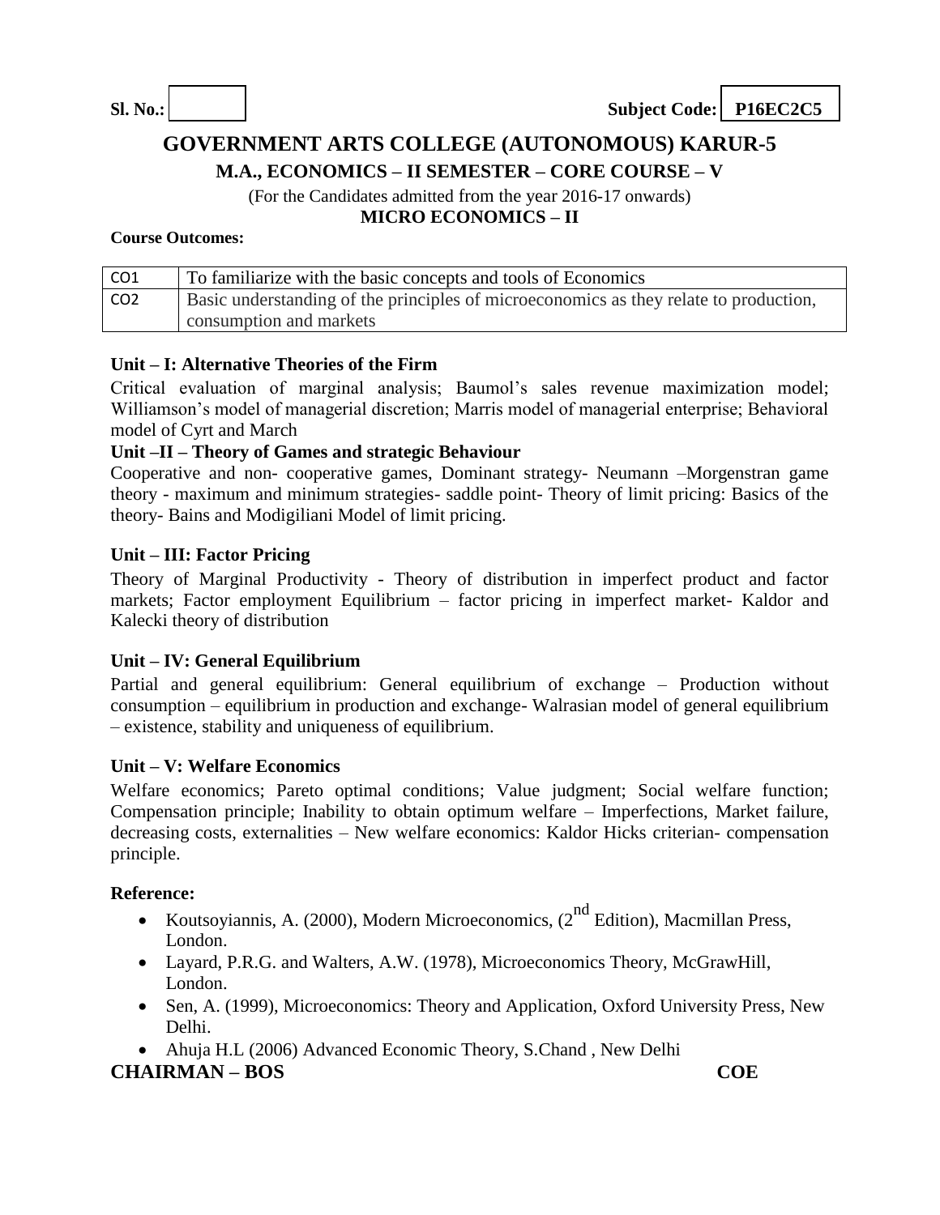**Sl. No.:** &nbsp;&nbsp;&nbsp;&nbsp;&nbsp;&nbsp;&nbsp;&nbsp;&nbsp;&nbsp;&nbsp;&nbsp;&nbsp;&nbsp;&nbsp;&nbsp;&nbsp;&nbsp;&nbsp;&nbsp;&nbsp;&nbsp;&nbsp;&nbsp; **Subject Code: P16EC2C5**

# GOVERNMENT ARTS COLLEGE (AUTONOMOUS) KARUR-5

## M.A., ECONOMICS – II SEMESTER – CORE COURSE – V

(For the Candidates admitted from the year 2016-17 onwards)

## MICRO ECONOMICS – II

**Course Outcomes:**

| | |
|---|---|
| CO1 | To familiarize with the basic concepts and tools of Economics |
| CO2 | Basic understanding of the principles of microeconomics as they relate to production, consumption and markets |

### Unit – I: Alternative Theories of the Firm

Critical evaluation of marginal analysis; Baumol's sales revenue maximization model; Williamson's model of managerial discretion; Marris model of managerial enterprise; Behavioral model of Cyrt and March

### Unit –II – Theory of Games and strategic Behaviour

Cooperative and non- cooperative games, Dominant strategy- Neumann –Morgenstran game theory - maximum and minimum strategies- saddle point- Theory of limit pricing: Basics of the theory- Bains and Modigiliani Model of limit pricing.

### Unit – III: Factor Pricing

Theory of Marginal Productivity - Theory of distribution in imperfect product and factor markets; Factor employment Equilibrium – factor pricing in imperfect market- Kaldor and Kalecki theory of distribution

### Unit – IV: General Equilibrium

Partial and general equilibrium: General equilibrium of exchange – Production without consumption – equilibrium in production and exchange- Walrasian model of general equilibrium – existence, stability and uniqueness of equilibrium.

### Unit – V: Welfare Economics

Welfare economics; Pareto optimal conditions; Value judgment; Social welfare function; Compensation principle; Inability to obtain optimum welfare – Imperfections, Market failure, decreasing costs, externalities – New welfare economics: Kaldor Hicks criterian- compensation principle.

### Reference:

- Koutsoyiannis, A. (2000), Modern Microeconomics, (2nd Edition), Macmillan Press, London.
- Layard, P.R.G. and Walters, A.W. (1978), Microeconomics Theory, McGrawHill, London.
- Sen, A. (1999), Microeconomics: Theory and Application, Oxford University Press, New Delhi.
- Ahuja H.L (2006) Advanced Economic Theory, S.Chand , New Delhi

**CHAIRMAN – BOS** &nbsp;&nbsp;&nbsp;&nbsp;&nbsp;&nbsp;&nbsp;&nbsp;&nbsp;&nbsp;&nbsp;&nbsp;&nbsp;&nbsp;&nbsp;&nbsp;&nbsp;&nbsp;&nbsp;&nbsp;&nbsp;&nbsp;&nbsp;&nbsp; **COE**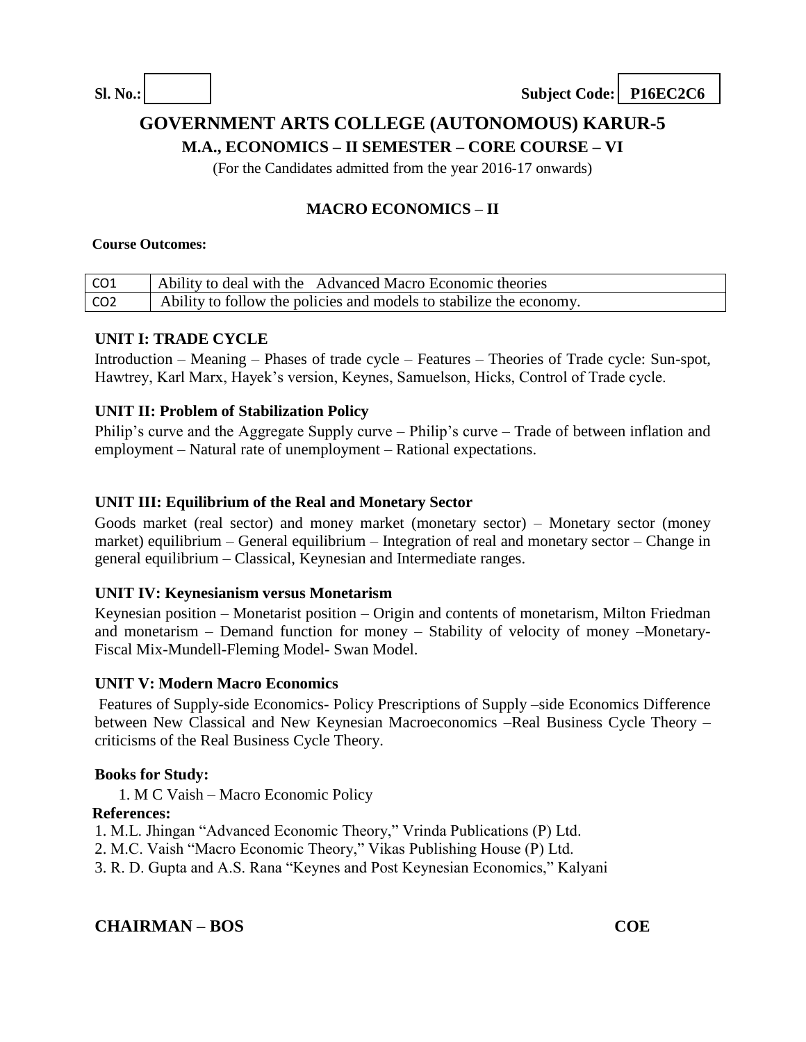**Sl. No.:** &nbsp;&nbsp;&nbsp;&nbsp;&nbsp;&nbsp;&nbsp;&nbsp;&nbsp;&nbsp;&nbsp;&nbsp;&nbsp;&nbsp;&nbsp;&nbsp;&nbsp;&nbsp;&nbsp;&nbsp; **Subject Code: P16EC2C6**

# GOVERNMENT ARTS COLLEGE (AUTONOMOUS) KARUR-5

## M.A., ECONOMICS – II SEMESTER – CORE COURSE – VI

(For the Candidates admitted from the year 2016-17 onwards)

## MACRO ECONOMICS – II

**Course Outcomes:**

| CO1 | Ability to deal with the Advanced Macro Economic theories |
|---|---|
| CO2 | Ability to follow the policies and models to stabilize the economy. |

### UNIT I: TRADE CYCLE

Introduction – Meaning – Phases of trade cycle – Features – Theories of Trade cycle: Sun-spot, Hawtrey, Karl Marx, Hayek's version, Keynes, Samuelson, Hicks, Control of Trade cycle.

### UNIT II: Problem of Stabilization Policy

Philip's curve and the Aggregate Supply curve – Philip's curve – Trade of between inflation and employment – Natural rate of unemployment – Rational expectations.

### UNIT III: Equilibrium of the Real and Monetary Sector

Goods market (real sector) and money market (monetary sector) – Monetary sector (money market) equilibrium – General equilibrium – Integration of real and monetary sector – Change in general equilibrium – Classical, Keynesian and Intermediate ranges.

### UNIT IV: Keynesianism versus Monetarism

Keynesian position – Monetarist position – Origin and contents of monetarism, Milton Friedman and monetarism – Demand function for money – Stability of velocity of money –Monetary-Fiscal Mix-Mundell-Fleming Model- Swan Model.

### UNIT V: Modern Macro Economics

Features of Supply-side Economics- Policy Prescriptions of Supply –side Economics Difference between New Classical and New Keynesian Macroeconomics –Real Business Cycle Theory – criticisms of the Real Business Cycle Theory.

**Books for Study:**

1. M C Vaish – Macro Economic Policy

**References:**

1. M.L. Jhingan "Advanced Economic Theory," Vrinda Publications (P) Ltd.
2. M.C. Vaish "Macro Economic Theory," Vikas Publishing House (P) Ltd.
3. R. D. Gupta and A.S. Rana "Keynes and Post Keynesian Economics," Kalyani

**CHAIRMAN – BOS** &nbsp;&nbsp;&nbsp;&nbsp;&nbsp;&nbsp;&nbsp;&nbsp;&nbsp;&nbsp;&nbsp;&nbsp;&nbsp;&nbsp;&nbsp;&nbsp;&nbsp;&nbsp;&nbsp;&nbsp; **COE**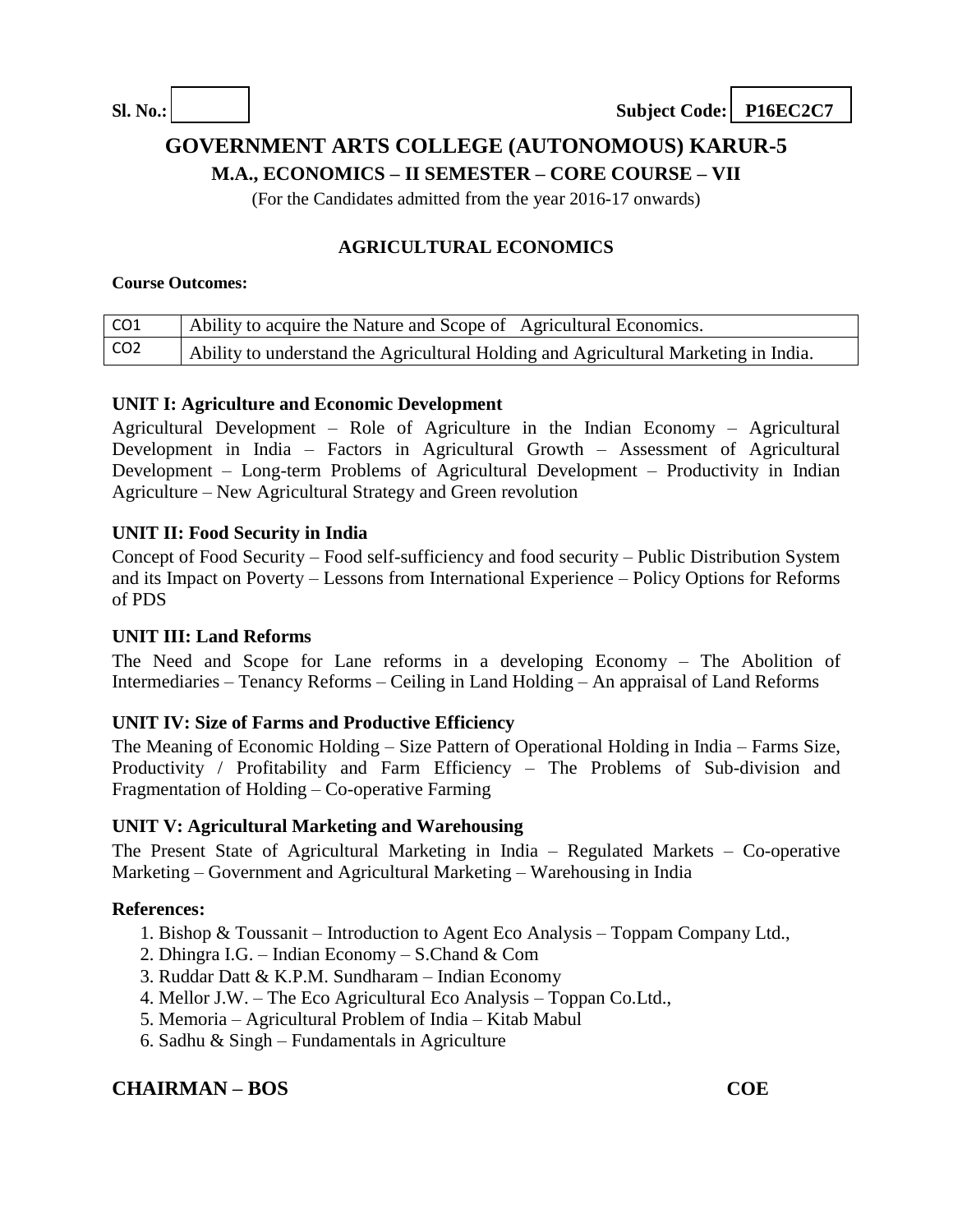**Sl. No.:** | | **Subject Code:** **P16EC2C7**

# GOVERNMENT ARTS COLLEGE (AUTONOMOUS) KARUR-5

## M.A., ECONOMICS – II SEMESTER – CORE COURSE – VII

(For the Candidates admitted from the year 2016-17 onwards)

### AGRICULTURAL ECONOMICS

**Course Outcomes:**

| | |
|---|---|
| CO1 | Ability to acquire the Nature and Scope of Agricultural Economics. |
| CO2 | Ability to understand the Agricultural Holding and Agricultural Marketing in India. |

**UNIT I: Agriculture and Economic Development**

Agricultural Development – Role of Agriculture in the Indian Economy – Agricultural Development in India – Factors in Agricultural Growth – Assessment of Agricultural Development – Long-term Problems of Agricultural Development – Productivity in Indian Agriculture – New Agricultural Strategy and Green revolution

**UNIT II: Food Security in India**

Concept of Food Security – Food self-sufficiency and food security – Public Distribution System and its Impact on Poverty – Lessons from International Experience – Policy Options for Reforms of PDS

**UNIT III: Land Reforms**

The Need and Scope for Lane reforms in a developing Economy – The Abolition of Intermediaries – Tenancy Reforms – Ceiling in Land Holding – An appraisal of Land Reforms

**UNIT IV: Size of Farms and Productive Efficiency**

The Meaning of Economic Holding – Size Pattern of Operational Holding in India – Farms Size, Productivity / Profitability and Farm Efficiency – The Problems of Sub-division and Fragmentation of Holding – Co-operative Farming

**UNIT V: Agricultural Marketing and Warehousing**

The Present State of Agricultural Marketing in India – Regulated Markets – Co-operative Marketing – Government and Agricultural Marketing – Warehousing in India

**References:**

1. Bishop & Toussanit – Introduction to Agent Eco Analysis – Toppam Company Ltd.,
2. Dhingra I.G. – Indian Economy – S.Chand & Com
3. Ruddar Datt & K.P.M. Sundharam – Indian Economy
4. Mellor J.W. – The Eco Agricultural Eco Analysis – Toppan Co.Ltd.,
5. Memoria – Agricultural Problem of India – Kitab Mabul
6. Sadhu & Singh – Fundamentals in Agriculture

**CHAIRMAN – BOS** **COE**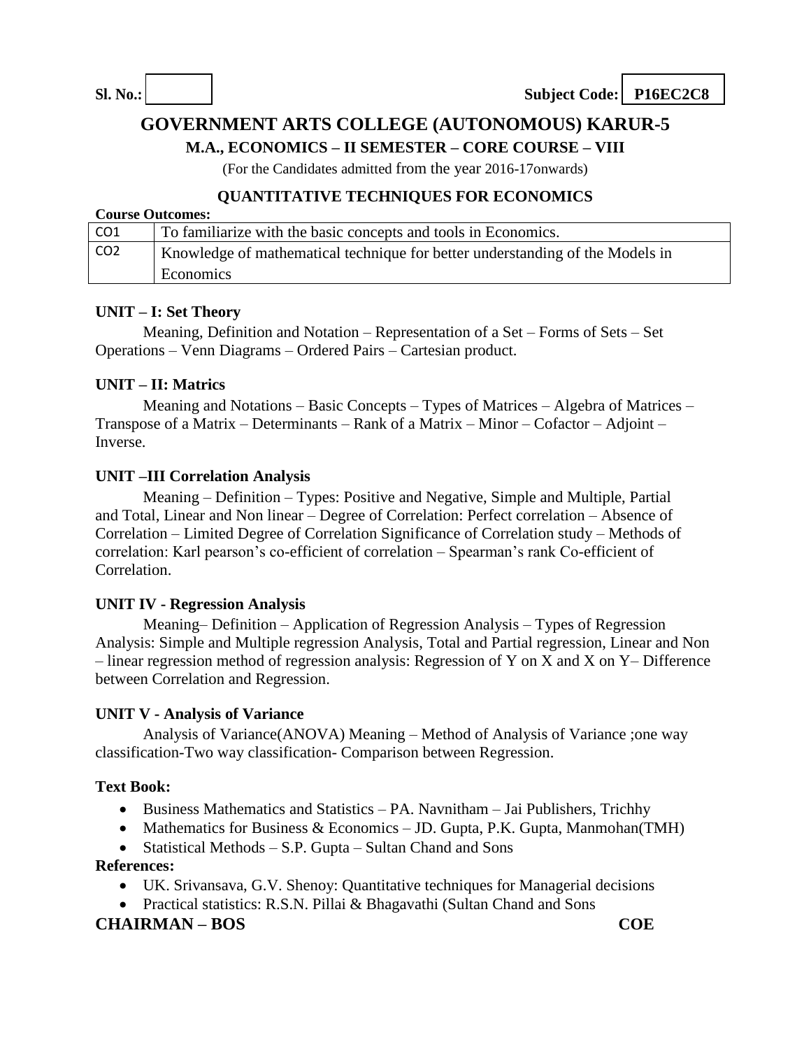**Sl. No.:** **Subject Code: P16EC2C8**

# GOVERNMENT ARTS COLLEGE (AUTONOMOUS) KARUR-5

## M.A., ECONOMICS – II SEMESTER – CORE COURSE – VIII

(For the Candidates admitted from the year 2016-17onwards)

## QUANTITATIVE TECHNIQUES FOR ECONOMICS

**Course Outcomes:**

| | |
|---|---|
| CO1 | To familiarize with the basic concepts and tools in Economics. |
| CO2 | Knowledge of mathematical technique for better understanding of the Models in Economics |

**UNIT – I: Set Theory**

Meaning, Definition and Notation – Representation of a Set – Forms of Sets – Set Operations – Venn Diagrams – Ordered Pairs – Cartesian product.

**UNIT – II: Matrics**

Meaning and Notations – Basic Concepts – Types of Matrices – Algebra of Matrices – Transpose of a Matrix – Determinants – Rank of a Matrix – Minor – Cofactor – Adjoint – Inverse.

**UNIT –III Correlation Analysis**

Meaning – Definition – Types: Positive and Negative, Simple and Multiple, Partial and Total, Linear and Non linear – Degree of Correlation: Perfect correlation – Absence of Correlation – Limited Degree of Correlation Significance of Correlation study – Methods of correlation: Karl pearson's co-efficient of correlation – Spearman's rank Co-efficient of Correlation.

**UNIT IV - Regression Analysis**

Meaning– Definition – Application of Regression Analysis – Types of Regression Analysis: Simple and Multiple regression Analysis, Total and Partial regression, Linear and Non – linear regression method of regression analysis: Regression of Y on X and X on Y– Difference between Correlation and Regression.

**UNIT V - Analysis of Variance**

Analysis of Variance(ANOVA) Meaning – Method of Analysis of Variance ;one way classification-Two way classification- Comparison between Regression.

**Text Book:**

- Business Mathematics and Statistics – PA. Navnitham – Jai Publishers, Trichhy
- Mathematics for Business & Economics – JD. Gupta, P.K. Gupta, Manmohan(TMH)
- Statistical Methods – S.P. Gupta – Sultan Chand and Sons

**References:**

- UK. Srivansava, G.V. Shenoy: Quantitative techniques for Managerial decisions
- Practical statistics: R.S.N. Pillai & Bhagavathi (Sultan Chand and Sons

**CHAIRMAN – BOS** **COE**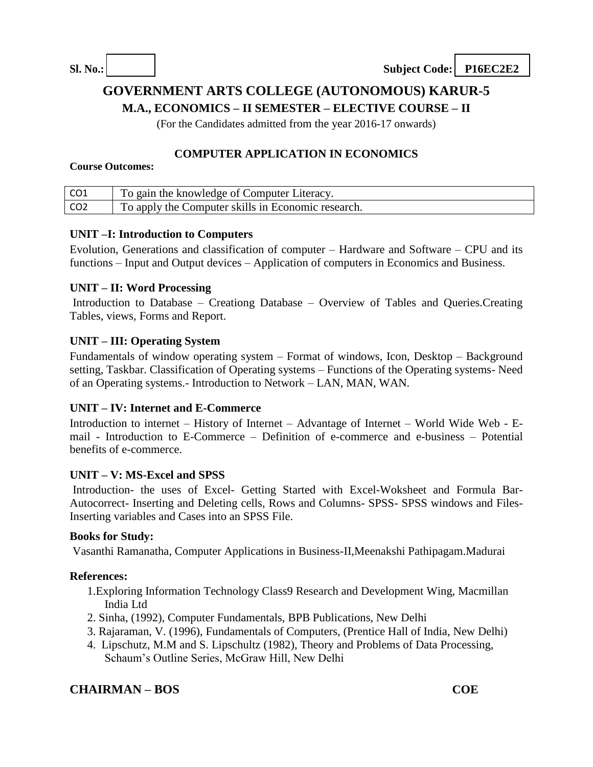**Sl. No.:** &nbsp;&nbsp;&nbsp;&nbsp;&nbsp;&nbsp;&nbsp;&nbsp;&nbsp;&nbsp;&nbsp;&nbsp;&nbsp;&nbsp;&nbsp;&nbsp;&nbsp;&nbsp;&nbsp;&nbsp;&nbsp;&nbsp;&nbsp;&nbsp;&nbsp;&nbsp;&nbsp;&nbsp;&nbsp;&nbsp;&nbsp;&nbsp;&nbsp;&nbsp;&nbsp;&nbsp;&nbsp;&nbsp;&nbsp;&nbsp; **Subject Code: P16EC2E2**

# GOVERNMENT ARTS COLLEGE (AUTONOMOUS) KARUR-5

## M.A., ECONOMICS – II SEMESTER – ELECTIVE COURSE – II

(For the Candidates admitted from the year 2016-17 onwards)

### COMPUTER APPLICATION IN ECONOMICS

**Course Outcomes:**

| CO1 | To gain the knowledge of Computer Literacy. |
|---|---|
| CO2 | To apply the Computer skills in Economic research. |

**UNIT –I: Introduction to Computers**

Evolution, Generations and classification of computer – Hardware and Software – CPU and its functions – Input and Output devices – Application of computers in Economics and Business.

**UNIT – II: Word Processing**

Introduction to Database – Creationg Database – Overview of Tables and Queries.Creating Tables, views, Forms and Report.

**UNIT – III: Operating System**

Fundamentals of window operating system – Format of windows, Icon, Desktop – Background setting, Taskbar. Classification of Operating systems – Functions of the Operating systems- Need of an Operating systems.- Introduction to Network – LAN, MAN, WAN.

**UNIT – IV: Internet and E-Commerce**

Introduction to internet – History of Internet – Advantage of Internet – World Wide Web - E-mail - Introduction to E-Commerce – Definition of e-commerce and e-business – Potential benefits of e-commerce.

**UNIT – V: MS-Excel and SPSS**

Introduction- the uses of Excel- Getting Started with Excel-Woksheet and Formula Bar-Autocorrect- Inserting and Deleting cells, Rows and Columns- SPSS- SPSS windows and Files-Inserting variables and Cases into an SPSS File.

**Books for Study:**

Vasanthi Ramanatha, Computer Applications in Business-II,Meenakshi Pathipagam.Madurai

**References:**

1. Exploring Information Technology Class9 Research and Development Wing, Macmillan India Ltd
2. Sinha, (1992), Computer Fundamentals, BPB Publications, New Delhi
3. Rajaraman, V. (1996), Fundamentals of Computers, (Prentice Hall of India, New Delhi)
4. Lipschutz, M.M and S. Lipschultz (1982), Theory and Problems of Data Processing, Schaum's Outline Series, McGraw Hill, New Delhi

**CHAIRMAN – BOS** &nbsp;&nbsp;&nbsp;&nbsp;&nbsp;&nbsp;&nbsp;&nbsp;&nbsp;&nbsp;&nbsp;&nbsp;&nbsp;&nbsp;&nbsp;&nbsp;&nbsp;&nbsp;&nbsp;&nbsp;&nbsp;&nbsp;&nbsp;&nbsp;&nbsp;&nbsp;&nbsp;&nbsp;&nbsp;&nbsp;&nbsp;&nbsp;&nbsp;&nbsp;&nbsp;&nbsp;&nbsp;&nbsp;&nbsp;&nbsp; **COE**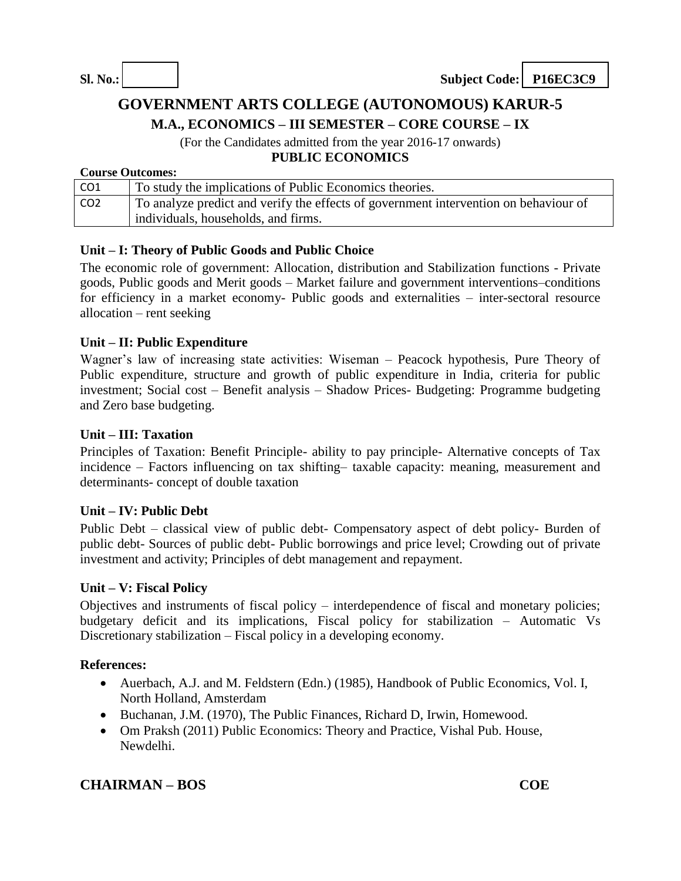**Sl. No.:** &nbsp;&nbsp;&nbsp;&nbsp;&nbsp;&nbsp;&nbsp;&nbsp;&nbsp;&nbsp; **Subject Code: P16EC3C9**

# GOVERNMENT ARTS COLLEGE (AUTONOMOUS) KARUR-5

## M.A., ECONOMICS – III SEMESTER – CORE COURSE – IX

(For the Candidates admitted from the year 2016-17 onwards)

## PUBLIC ECONOMICS

**Course Outcomes:**

| | |
|---|---|
| CO1 | To study the implications of Public Economics theories. |
| CO2 | To analyze predict and verify the effects of government intervention on behaviour of individuals, households, and firms. |

### Unit – I: Theory of Public Goods and Public Choice

The economic role of government: Allocation, distribution and Stabilization functions - Private goods, Public goods and Merit goods – Market failure and government interventions–conditions for efficiency in a market economy- Public goods and externalities – inter-sectoral resource allocation – rent seeking

### Unit – II: Public Expenditure

Wagner's law of increasing state activities: Wiseman – Peacock hypothesis, Pure Theory of Public expenditure, structure and growth of public expenditure in India, criteria for public investment; Social cost – Benefit analysis – Shadow Prices- Budgeting: Programme budgeting and Zero base budgeting.

### Unit – III: Taxation

Principles of Taxation: Benefit Principle- ability to pay principle- Alternative concepts of Tax incidence – Factors influencing on tax shifting– taxable capacity: meaning, measurement and determinants- concept of double taxation

### Unit – IV: Public Debt

Public Debt – classical view of public debt- Compensatory aspect of debt policy- Burden of public debt- Sources of public debt- Public borrowings and price level; Crowding out of private investment and activity; Principles of debt management and repayment.

### Unit – V: Fiscal Policy

Objectives and instruments of fiscal policy – interdependence of fiscal and monetary policies; budgetary deficit and its implications, Fiscal policy for stabilization – Automatic Vs Discretionary stabilization – Fiscal policy in a developing economy.

**References:**

- Auerbach, A.J. and M. Feldstern (Edn.) (1985), Handbook of Public Economics, Vol. I, North Holland, Amsterdam
- Buchanan, J.M. (1970), The Public Finances, Richard D, Irwin, Homewood.
- Om Praksh (2011) Public Economics: Theory and Practice, Vishal Pub. House, Newdelhi.

**CHAIRMAN – BOS** &nbsp;&nbsp;&nbsp;&nbsp;&nbsp;&nbsp;&nbsp;&nbsp;&nbsp;&nbsp; **COE**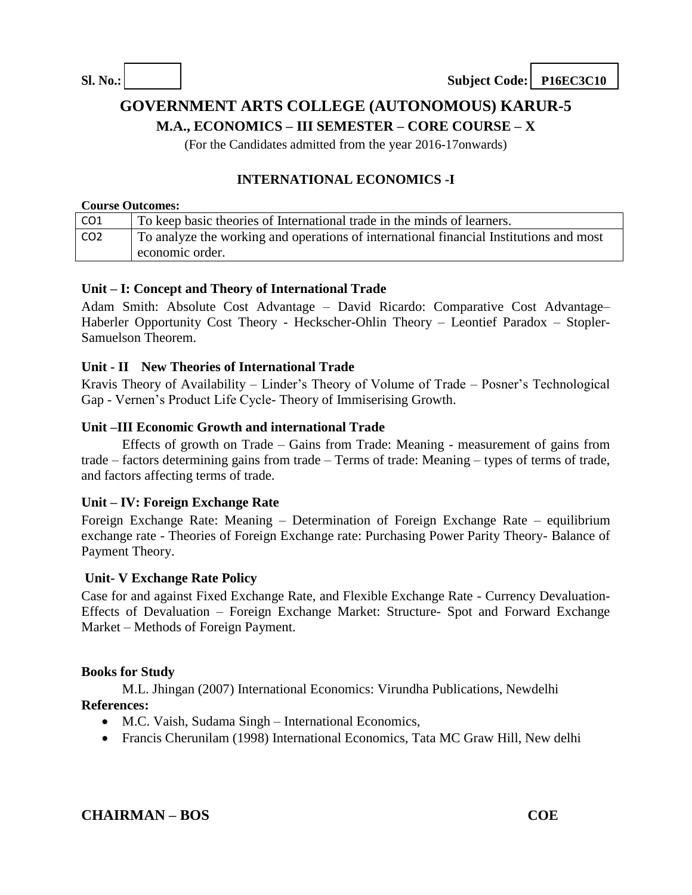**Sl. No.:** | **Subject Code: P16EC3C10**

# GOVERNMENT ARTS COLLEGE (AUTONOMOUS) KARUR-5

## M.A., ECONOMICS – III SEMESTER – CORE COURSE – X

(For the Candidates admitted from the year 2016-17onwards)

### INTERNATIONAL ECONOMICS -I

**Course Outcomes:**

| | |
|---|---|
| CO1 | To keep basic theories of International trade in the minds of learners. |
| CO2 | To analyze the working and operations of international financial Institutions and most economic order. |

**Unit – I: Concept and Theory of International Trade**

Adam Smith: Absolute Cost Advantage – David Ricardo: Comparative Cost Advantage– Haberler Opportunity Cost Theory - Heckscher-Ohlin Theory – Leontief Paradox – Stopler-Samuelson Theorem.

**Unit - II New Theories of International Trade**

Kravis Theory of Availability – Linder's Theory of Volume of Trade – Posner's Technological Gap - Vernen's Product Life Cycle- Theory of Immiserising Growth.

**Unit –III Economic Growth and international Trade**

Effects of growth on Trade – Gains from Trade: Meaning - measurement of gains from trade – factors determining gains from trade – Terms of trade: Meaning – types of terms of trade, and factors affecting terms of trade.

**Unit – IV: Foreign Exchange Rate**

Foreign Exchange Rate: Meaning – Determination of Foreign Exchange Rate – equilibrium exchange rate - Theories of Foreign Exchange rate: Purchasing Power Parity Theory- Balance of Payment Theory.

**Unit- V Exchange Rate Policy**

Case for and against Fixed Exchange Rate, and Flexible Exchange Rate - Currency Devaluation-Effects of Devaluation – Foreign Exchange Market: Structure- Spot and Forward Exchange Market – Methods of Foreign Payment.

**Books for Study**

M.L. Jhingan (2007) International Economics: Virundha Publications, Newdelhi

**References:**

- M.C. Vaish, Sudama Singh – International Economics,
- Francis Cherunilam (1998) International Economics, Tata MC Graw Hill, New delhi

**CHAIRMAN – BOS** **COE**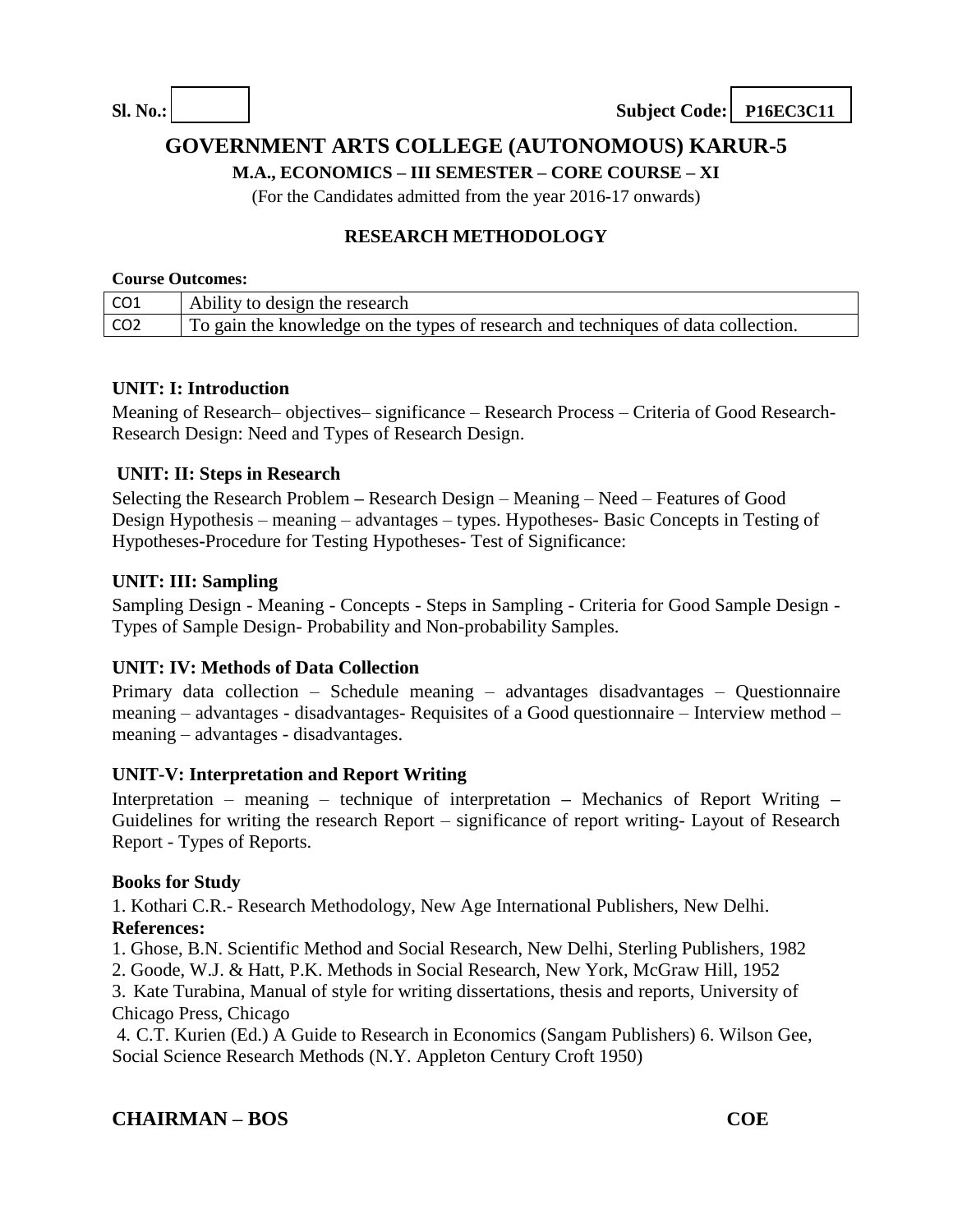**Sl. No.:** &nbsp;&nbsp;&nbsp;&nbsp;&nbsp;&nbsp;&nbsp;&nbsp; **Subject Code: P16EC3C11**

# GOVERNMENT ARTS COLLEGE (AUTONOMOUS) KARUR-5

**M.A., ECONOMICS – III SEMESTER – CORE COURSE – XI**

(For the Candidates admitted from the year 2016-17 onwards)

## RESEARCH METHODOLOGY

**Course Outcomes:**

| CO1 | Ability to design the research |
|---|---|
| CO2 | To gain the knowledge on the types of research and techniques of data collection. |

**UNIT: I: Introduction**

Meaning of Research– objectives– significance – Research Process – Criteria of Good Research- Research Design: Need and Types of Research Design.

**UNIT: II: Steps in Research**

Selecting the Research Problem **–** Research Design – Meaning – Need – Features of Good Design Hypothesis – meaning – advantages – types. Hypotheses- Basic Concepts in Testing of Hypotheses-Procedure for Testing Hypotheses- Test of Significance:

**UNIT: III: Sampling**

Sampling Design - Meaning - Concepts - Steps in Sampling - Criteria for Good Sample Design - Types of Sample Design- Probability and Non-probability Samples.

**UNIT: IV: Methods of Data Collection**

Primary data collection – Schedule meaning – advantages disadvantages – Questionnaire meaning – advantages - disadvantages- Requisites of a Good questionnaire – Interview method – meaning – advantages - disadvantages.

**UNIT-V: Interpretation and Report Writing**

Interpretation – meaning – technique of interpretation **–** Mechanics of Report Writing **–** Guidelines for writing the research Report – significance of report writing- Layout of Research Report - Types of Reports.

**Books for Study**

1. Kothari C.R.- Research Methodology, New Age International Publishers, New Delhi.

**References:**

1. Ghose, B.N. Scientific Method and Social Research, New Delhi, Sterling Publishers, 1982
2. Goode, W.J. & Hatt, P.K. Methods in Social Research, New York, McGraw Hill, 1952
3. Kate Turabina, Manual of style for writing dissertations, thesis and reports, University of Chicago Press, Chicago
4. C.T. Kurien (Ed.) A Guide to Research in Economics (Sangam Publishers) 6. Wilson Gee, Social Science Research Methods (N.Y. Appleton Century Croft 1950)

**CHAIRMAN – BOS** &nbsp;&nbsp;&nbsp;&nbsp;&nbsp;&nbsp;&nbsp;&nbsp; **COE**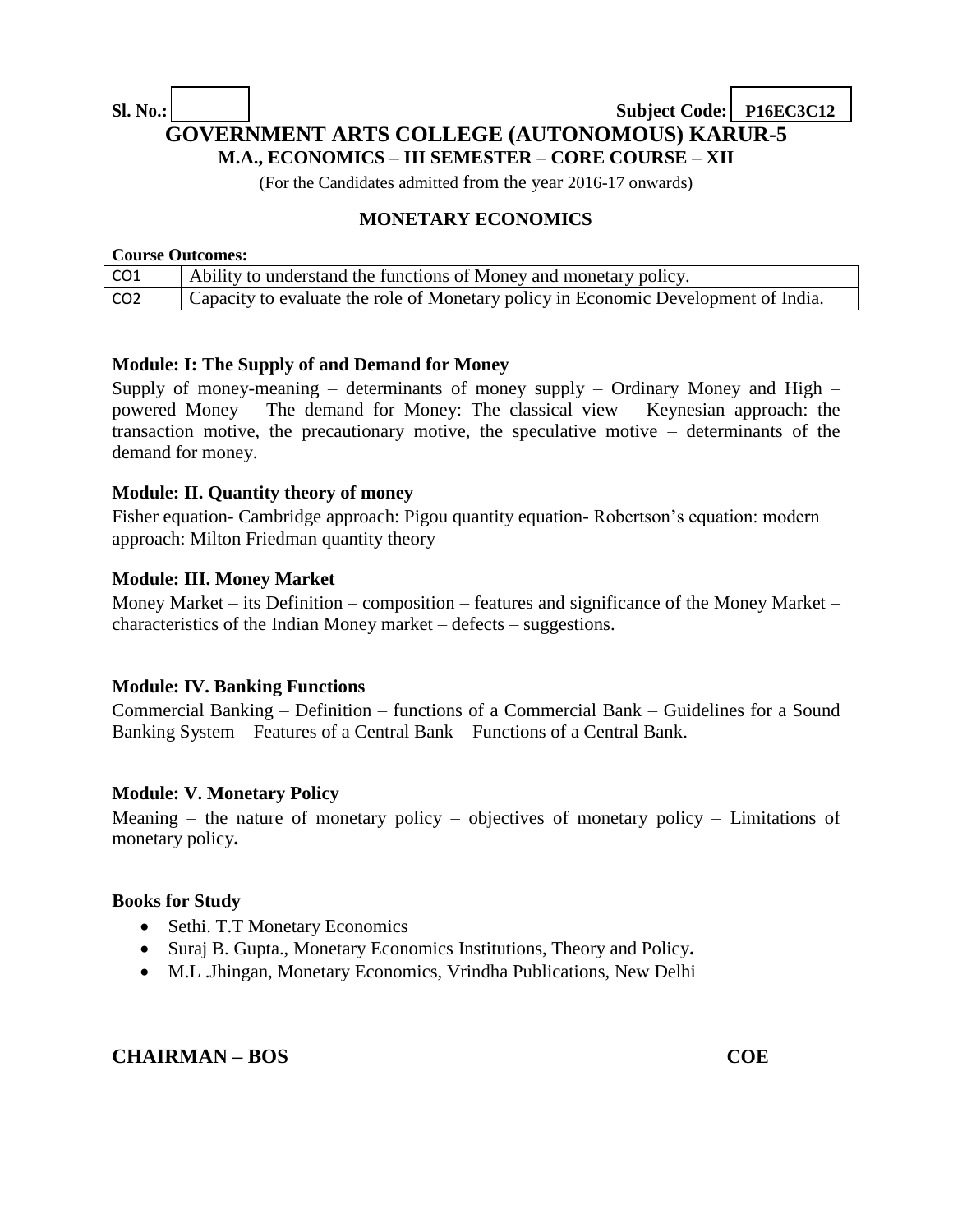**Sl. No.:** | | **Subject Code:** **P16EC3C12**

# GOVERNMENT ARTS COLLEGE (AUTONOMOUS) KARUR-5

**M.A., ECONOMICS – III SEMESTER – CORE COURSE – XII**

(For the Candidates admitted from the year 2016-17 onwards)

## MONETARY ECONOMICS

**Course Outcomes:**

| | |
|---|---|
| CO1 | Ability to understand the functions of Money and monetary policy. |
| CO2 | Capacity to evaluate the role of Monetary policy in Economic Development of India. |

### Module: I: The Supply of and Demand for Money

Supply of money-meaning – determinants of money supply – Ordinary Money and High – powered Money – The demand for Money: The classical view – Keynesian approach: the transaction motive, the precautionary motive, the speculative motive – determinants of the demand for money.

### Module: II. Quantity theory of money

Fisher equation- Cambridge approach: Pigou quantity equation- Robertson's equation: modern approach: Milton Friedman quantity theory

### Module: III. Money Market

Money Market – its Definition – composition – features and significance of the Money Market – characteristics of the Indian Money market – defects – suggestions.

### Module: IV. Banking Functions

Commercial Banking – Definition – functions of a Commercial Bank – Guidelines for a Sound Banking System – Features of a Central Bank – Functions of a Central Bank.

### Module: V. Monetary Policy

Meaning – the nature of monetary policy – objectives of monetary policy – Limitations of monetary policy**.**

### Books for Study

- Sethi. T.T Monetary Economics
- Suraj B. Gupta., Monetary Economics Institutions, Theory and Policy**.**
- M.L .Jhingan, Monetary Economics, Vrindha Publications, New Delhi

**CHAIRMAN – BOS** **COE**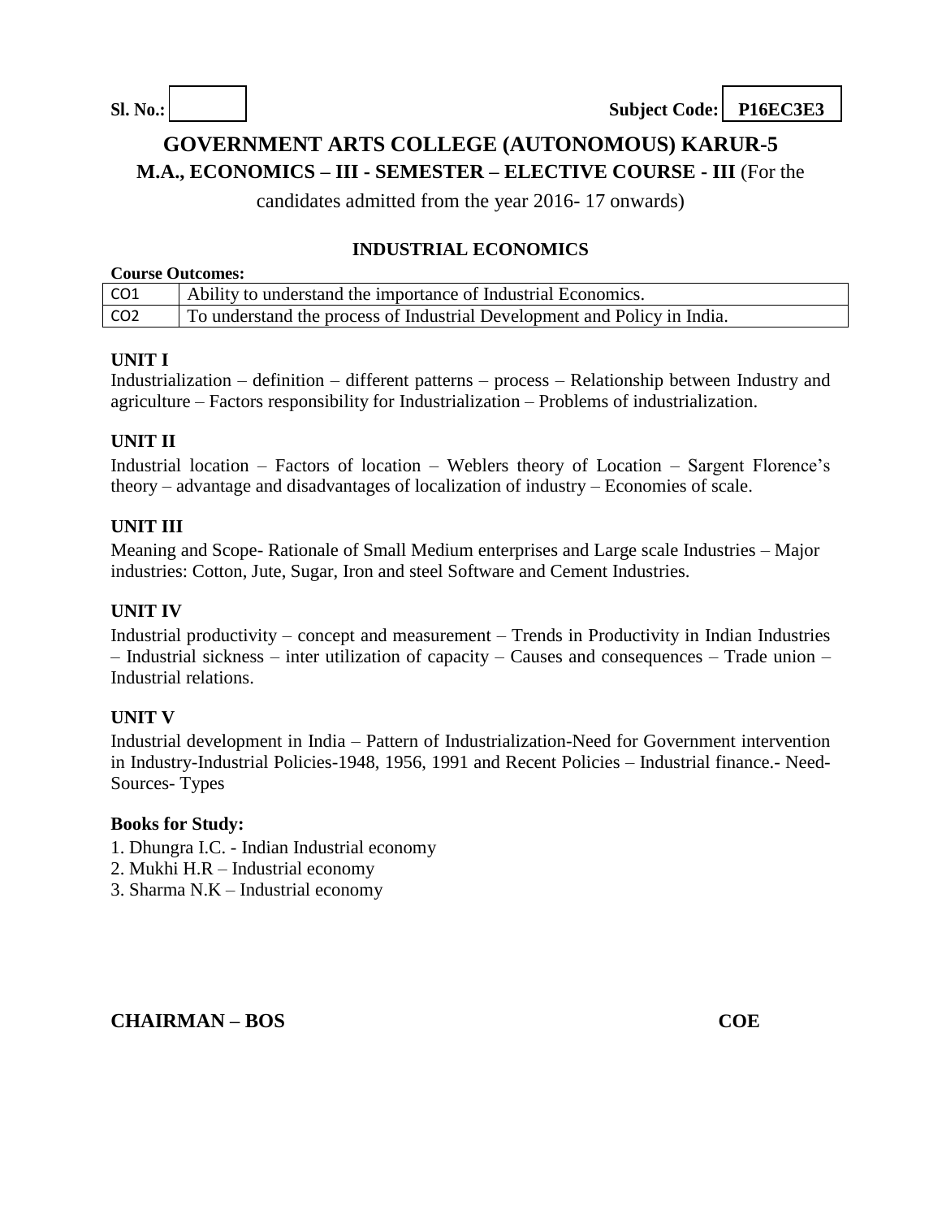**Sl. No.:** | **Subject Code:** **P16EC3E3**

# GOVERNMENT ARTS COLLEGE (AUTONOMOUS) KARUR-5

## M.A., ECONOMICS – III - SEMESTER – ELECTIVE COURSE - III (For the candidates admitted from the year 2016- 17 onwards)

### INDUSTRIAL ECONOMICS

**Course Outcomes:**

| | |
|---|---|
| CO1 | Ability to understand the importance of Industrial Economics. |
| CO2 | To understand the process of Industrial Development and Policy in India. |

**UNIT I**

Industrialization – definition – different patterns – process – Relationship between Industry and agriculture – Factors responsibility for Industrialization – Problems of industrialization.

**UNIT II**

Industrial location – Factors of location – Weblers theory of Location – Sargent Florence's theory – advantage and disadvantages of localization of industry – Economies of scale.

**UNIT III**

Meaning and Scope- Rationale of Small Medium enterprises and Large scale Industries – Major industries: Cotton, Jute, Sugar, Iron and steel Software and Cement Industries.

**UNIT IV**

Industrial productivity – concept and measurement – Trends in Productivity in Indian Industries – Industrial sickness – inter utilization of capacity – Causes and consequences – Trade union – Industrial relations.

**UNIT V**

Industrial development in India – Pattern of Industrialization-Need for Government intervention in Industry-Industrial Policies-1948, 1956, 1991 and Recent Policies – Industrial finance.- Need-Sources- Types

**Books for Study:**

1. Dhungra I.C. - Indian Industrial economy
2. Mukhi H.R – Industrial economy
3. Sharma N.K – Industrial economy

**CHAIRMAN – BOS** **COE**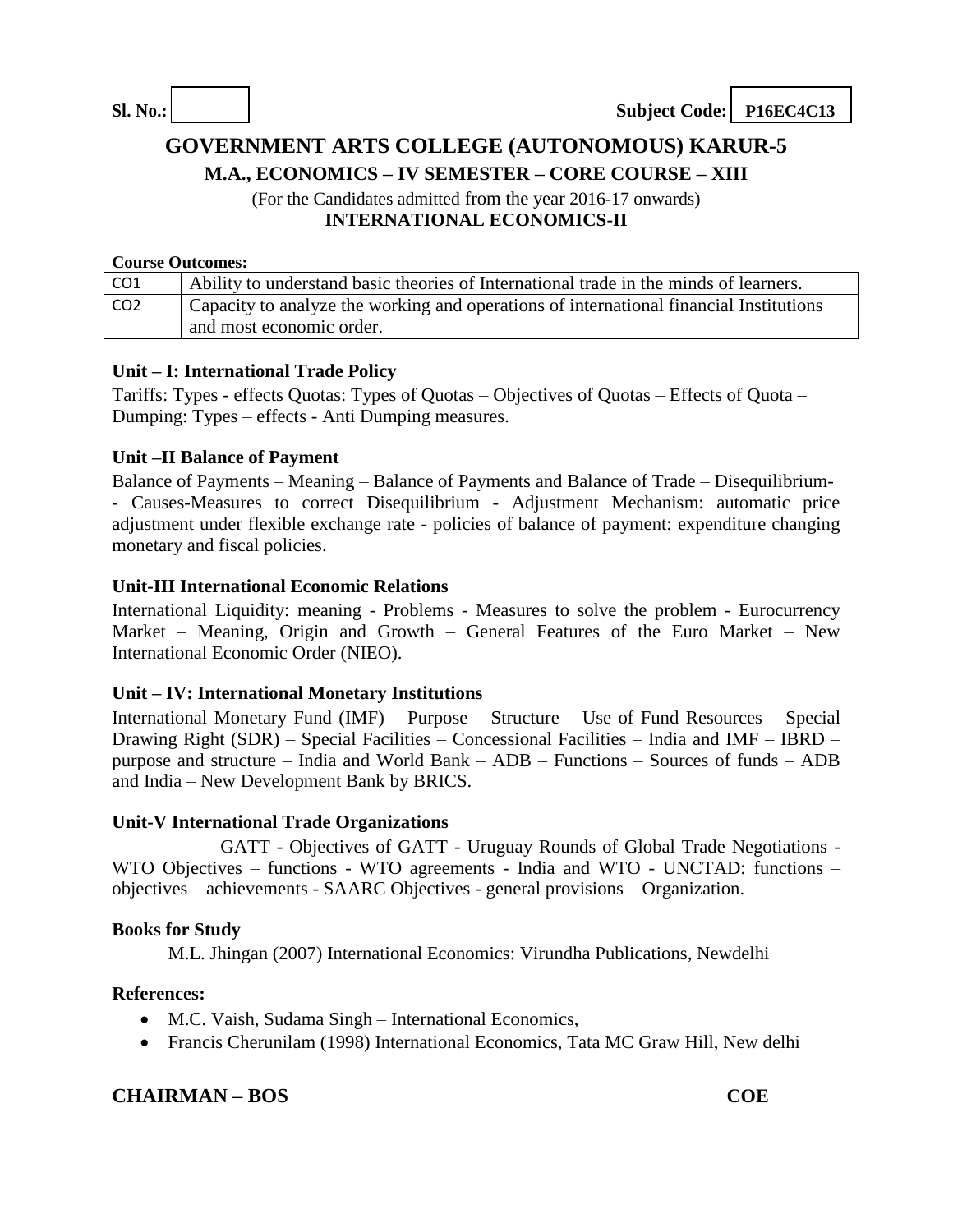**Sl. No.:** | | **Subject Code: P16EC4C13**

# GOVERNMENT ARTS COLLEGE (AUTONOMOUS) KARUR-5

## M.A., ECONOMICS – IV SEMESTER – CORE COURSE – XIII

(For the Candidates admitted from the year 2016-17 onwards)

**INTERNATIONAL ECONOMICS-II**

**Course Outcomes:**

| | |
|---|---|
| CO1 | Ability to understand basic theories of International trade in the minds of learners. |
| CO2 | Capacity to analyze the working and operations of international financial Institutions and most economic order. |

### Unit – I: International Trade Policy

Tariffs: Types - effects Quotas: Types of Quotas – Objectives of Quotas – Effects of Quota – Dumping: Types – effects - Anti Dumping measures.

### Unit –II Balance of Payment

Balance of Payments – Meaning – Balance of Payments and Balance of Trade – Disequilibrium-- Causes-Measures to correct Disequilibrium - Adjustment Mechanism: automatic price adjustment under flexible exchange rate - policies of balance of payment: expenditure changing monetary and fiscal policies.

### Unit-III International Economic Relations

International Liquidity: meaning - Problems - Measures to solve the problem - Eurocurrency Market – Meaning, Origin and Growth – General Features of the Euro Market – New International Economic Order (NIEO).

### Unit – IV: International Monetary Institutions

International Monetary Fund (IMF) – Purpose – Structure – Use of Fund Resources – Special Drawing Right (SDR) – Special Facilities – Concessional Facilities – India and IMF – IBRD – purpose and structure – India and World Bank – ADB – Functions – Sources of funds – ADB and India – New Development Bank by BRICS.

### Unit-V International Trade Organizations

GATT - Objectives of GATT - Uruguay Rounds of Global Trade Negotiations - WTO Objectives – functions - WTO agreements - India and WTO - UNCTAD: functions – objectives – achievements - SAARC Objectives - general provisions – Organization.

### Books for Study

M.L. Jhingan (2007) International Economics: Virundha Publications, Newdelhi

### References:

- M.C. Vaish, Sudama Singh – International Economics,
- Francis Cherunilam (1998) International Economics, Tata MC Graw Hill, New delhi

**CHAIRMAN – BOS** **COE**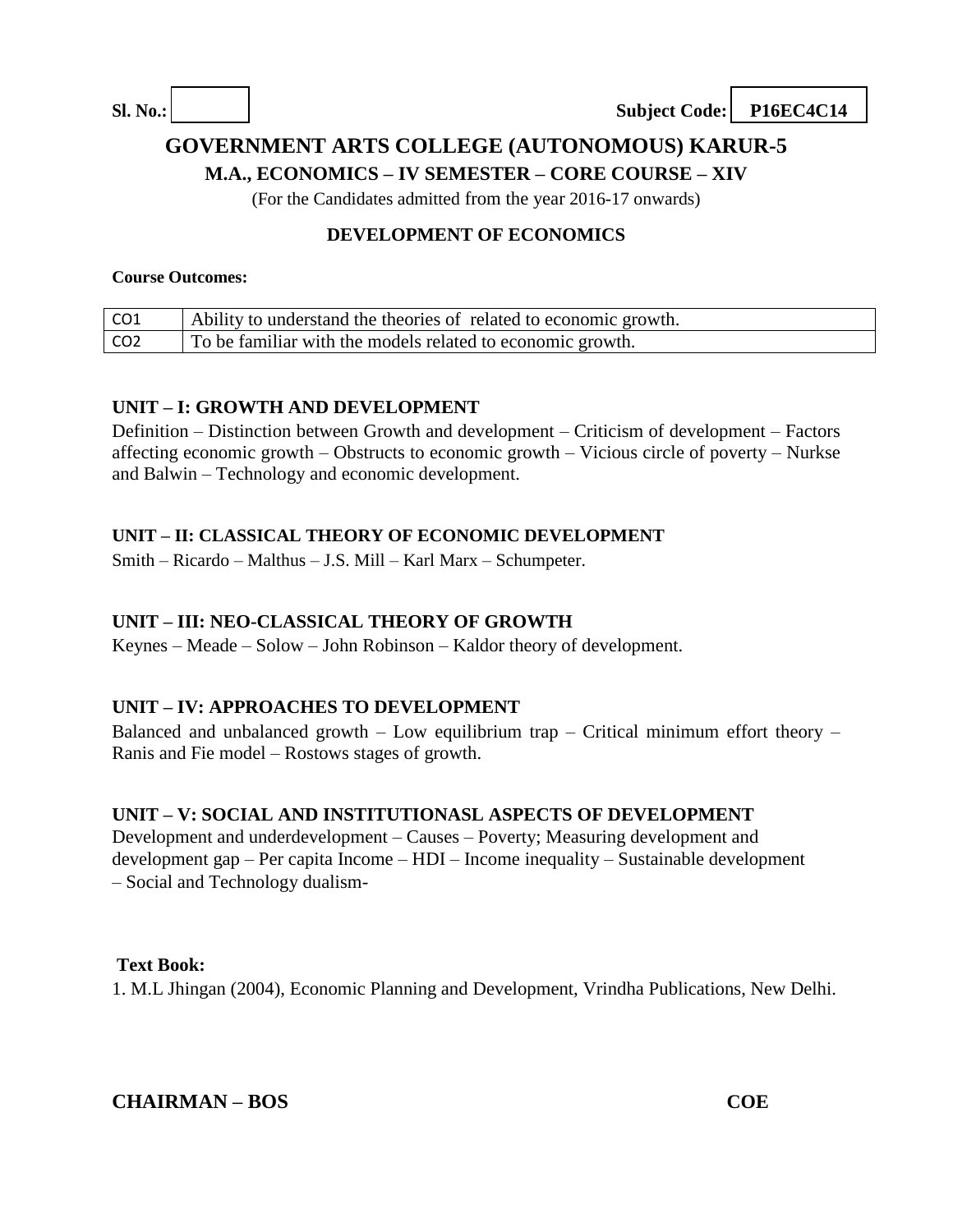**Sl. No.:** 

**Subject Code: P16EC4C14**

# GOVERNMENT ARTS COLLEGE (AUTONOMOUS) KARUR-5

## M.A., ECONOMICS – IV SEMESTER – CORE COURSE – XIV

(For the Candidates admitted from the year 2016-17 onwards)

### DEVELOPMENT OF ECONOMICS

**Course Outcomes:**

| CO1 | Ability to understand the theories of related to economic growth. |
|---|---|
| CO2 | To be familiar with the models related to economic growth. |

**UNIT – I: GROWTH AND DEVELOPMENT**

Definition – Distinction between Growth and development – Criticism of development – Factors affecting economic growth – Obstructs to economic growth – Vicious circle of poverty – Nurkse and Balwin – Technology and economic development.

**UNIT – II: CLASSICAL THEORY OF ECONOMIC DEVELOPMENT**

Smith – Ricardo – Malthus – J.S. Mill – Karl Marx – Schumpeter.

**UNIT – III: NEO-CLASSICAL THEORY OF GROWTH**

Keynes – Meade – Solow – John Robinson – Kaldor theory of development.

**UNIT – IV: APPROACHES TO DEVELOPMENT**

Balanced and unbalanced growth – Low equilibrium trap – Critical minimum effort theory – Ranis and Fie model – Rostows stages of growth.

**UNIT – V: SOCIAL AND INSTITUTIONASL ASPECTS OF DEVELOPMENT**

Development and underdevelopment – Causes – Poverty; Measuring development and development gap – Per capita Income – HDI – Income inequality – Sustainable development – Social and Technology dualism-

**Text Book:**

1. M.L Jhingan (2004), Economic Planning and Development, Vrindha Publications, New Delhi.

**CHAIRMAN – BOS** **COE**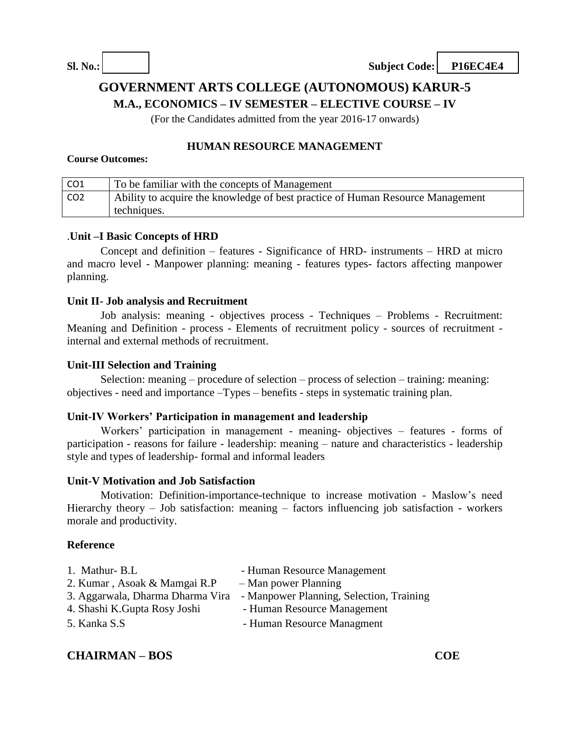**Sl. No.:** &nbsp;&nbsp;&nbsp;&nbsp;&nbsp;&nbsp;&nbsp;&nbsp;&nbsp;&nbsp; **Subject Code: P16EC4E4**

# GOVERNMENT ARTS COLLEGE (AUTONOMOUS) KARUR-5

## M.A., ECONOMICS – IV SEMESTER – ELECTIVE COURSE – IV

(For the Candidates admitted from the year 2016-17 onwards)

### HUMAN RESOURCE MANAGEMENT

**Course Outcomes:**

| CO1 | To be familiar with the concepts of Management |
|---|---|
| CO2 | Ability to acquire the knowledge of best practice of Human Resource Management techniques. |

.**Unit –I Basic Concepts of HRD**

Concept and definition – features - Significance of HRD- instruments – HRD at micro and macro level - Manpower planning: meaning - features types- factors affecting manpower planning.

**Unit II- Job analysis and Recruitment**

Job analysis: meaning - objectives process - Techniques – Problems - Recruitment: Meaning and Definition - process - Elements of recruitment policy - sources of recruitment - internal and external methods of recruitment.

**Unit-III Selection and Training**

Selection: meaning – procedure of selection – process of selection – training: meaning: objectives - need and importance –Types – benefits - steps in systematic training plan.

**Unit-IV Workers' Participation in management and leadership**

Workers' participation in management - meaning- objectives – features - forms of participation - reasons for failure - leadership: meaning – nature and characteristics - leadership style and types of leadership- formal and informal leaders

**Unit-V Motivation and Job Satisfaction**

Motivation: Definition-importance-technique to increase motivation - Maslow's need Hierarchy theory – Job satisfaction: meaning – factors influencing job satisfaction - workers morale and productivity.

**Reference**

1. Mathur- B.L - Human Resource Management
2. Kumar , Asoak & Mamgai R.P – Man power Planning
3. Aggarwala, Dharma Dharma Vira - Manpower Planning, Selection, Training
4. Shashi K.Gupta Rosy Joshi - Human Resource Management
5. Kanka S.S - Human Resource Managment

**CHAIRMAN – BOS** &nbsp;&nbsp;&nbsp;&nbsp;&nbsp;&nbsp;&nbsp;&nbsp;&nbsp;&nbsp; **COE**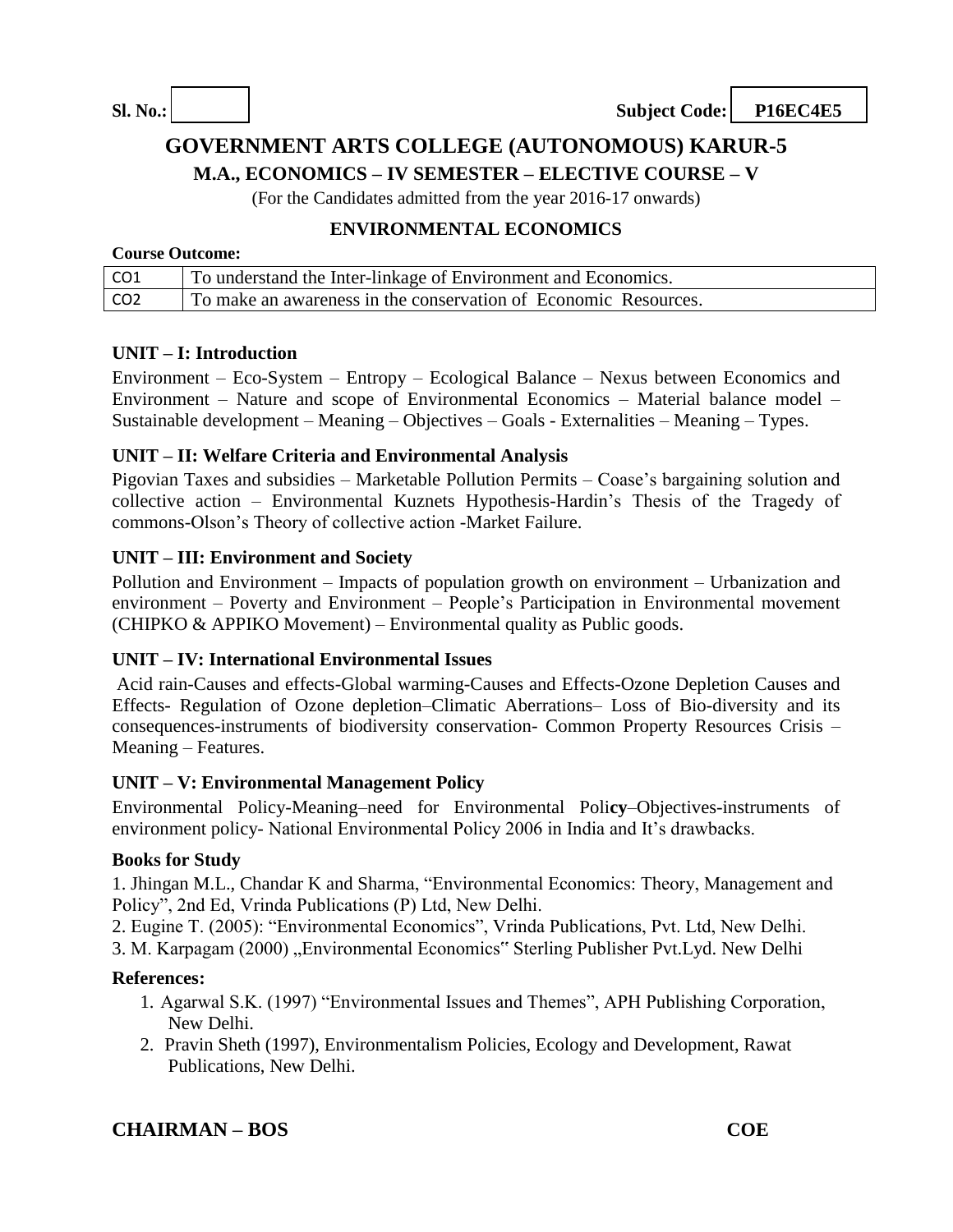**Sl. No.:** | **Subject Code:** **P16EC4E5**

# GOVERNMENT ARTS COLLEGE (AUTONOMOUS) KARUR-5

## M.A., ECONOMICS – IV SEMESTER – ELECTIVE COURSE – V

(For the Candidates admitted from the year 2016-17 onwards)

## ENVIRONMENTAL ECONOMICS

**Course Outcome:**

| CO1 | To understand the Inter-linkage of Environment and Economics. |
|---|---|
| CO2 | To make an awareness in the conservation of Economic Resources. |

### UNIT – I: Introduction

Environment – Eco-System – Entropy – Ecological Balance – Nexus between Economics and Environment – Nature and scope of Environmental Economics – Material balance model – Sustainable development – Meaning – Objectives – Goals - Externalities – Meaning – Types.

### UNIT – II: Welfare Criteria and Environmental Analysis

Pigovian Taxes and subsidies – Marketable Pollution Permits – Coase's bargaining solution and collective action – Environmental Kuznets Hypothesis-Hardin's Thesis of the Tragedy of commons-Olson's Theory of collective action -Market Failure.

### UNIT – III: Environment and Society

Pollution and Environment – Impacts of population growth on environment – Urbanization and environment – Poverty and Environment – People's Participation in Environmental movement (CHIPKO & APPIKO Movement) – Environmental quality as Public goods.

### UNIT – IV: International Environmental Issues

Acid rain-Causes and effects-Global warming-Causes and Effects-Ozone Depletion Causes and Effects- Regulation of Ozone depletion–Climatic Aberrations– Loss of Bio-diversity and its consequences-instruments of biodiversity conservation- Common Property Resources Crisis – Meaning – Features.

### UNIT – V: Environmental Management Policy

Environmental Policy-Meaning–need for Environmental Poli**cy**–Objectives-instruments of environment policy- National Environmental Policy 2006 in India and It's drawbacks.

**Books for Study**

1. Jhingan M.L., Chandar K and Sharma, "Environmental Economics: Theory, Management and Policy", 2nd Ed, Vrinda Publications (P) Ltd, New Delhi.
2. Eugine T. (2005): "Environmental Economics", Vrinda Publications, Pvt. Ltd, New Delhi.
3. M. Karpagam (2000) „Environmental Economics" Sterling Publisher Pvt.Lyd. New Delhi

**References:**

1. Agarwal S.K. (1997) "Environmental Issues and Themes", APH Publishing Corporation, New Delhi.
2. Pravin Sheth (1997), Environmentalism Policies, Ecology and Development, Rawat Publications, New Delhi.

**CHAIRMAN – BOS** **COE**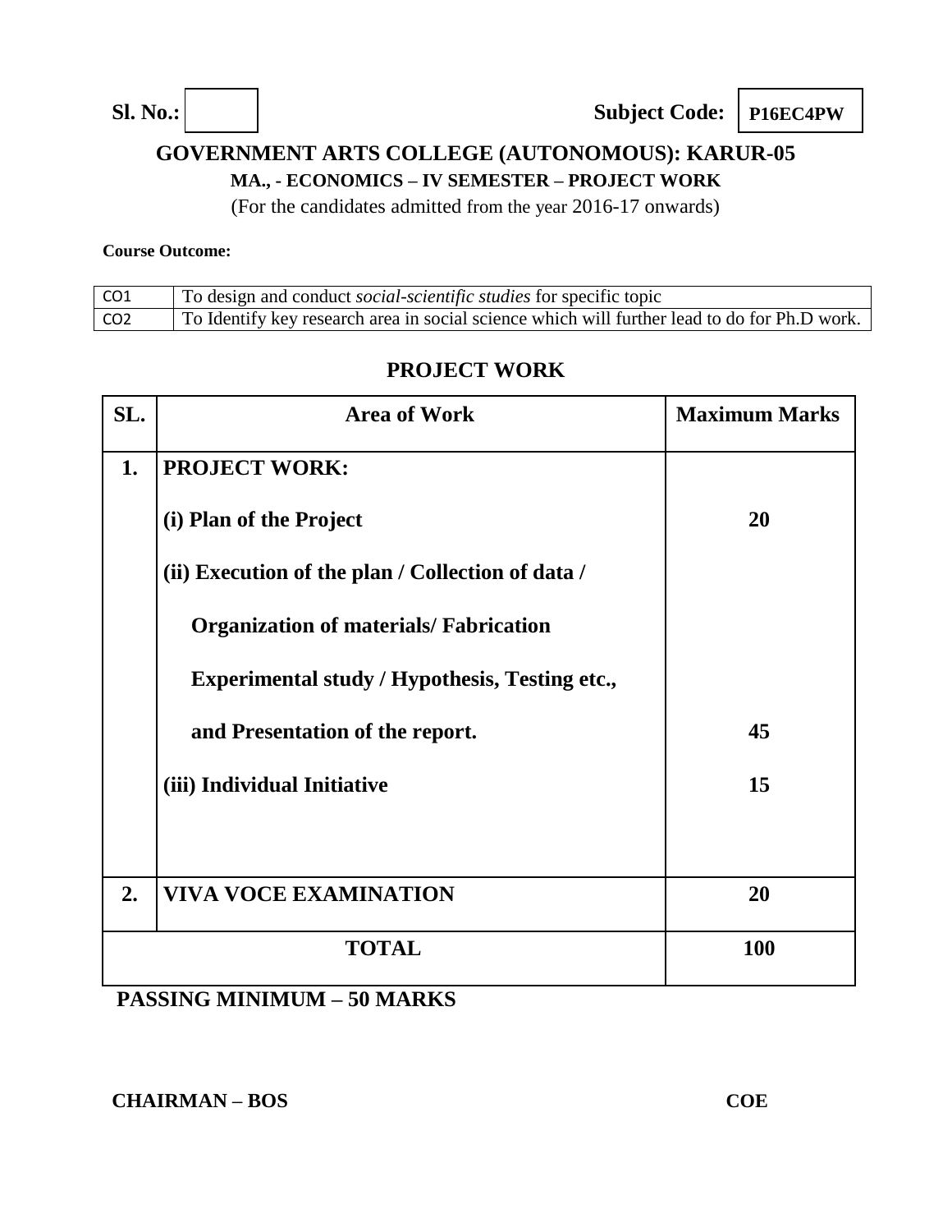**Sl. No.:** 　　　　　　　　　　　　　　　　　　　　**Subject Code:** **P16EC4PW**

## GOVERNMENT ARTS COLLEGE (AUTONOMOUS): KARUR-05

### MA., - ECONOMICS – IV SEMESTER – PROJECT WORK

(For the candidates admitted from the year 2016-17 onwards)

**Course Outcome:**

| | |
|---|---|
| CO1 | To design and conduct *social-scientific studies* for specific topic |
| CO2 | To Identify key research area in social science which will further lead to do for Ph.D work. |

### PROJECT WORK

| SL. | Area of Work | Maximum Marks |
|---|---|---|
| **1.** | **PROJECT WORK:** | |
| | **(i) Plan of the Project** | **20** |
| | **(ii) Execution of the plan / Collection of data / Organization of materials/ Fabrication Experimental study / Hypothesis, Testing etc., and Presentation of the report.** | **45** |
| | **(iii) Individual Initiative** | **15** |
| **2.** | **VIVA VOCE EXAMINATION** | **20** |
| | **TOTAL** | **100** |

**PASSING MINIMUM – 50 MARKS**

**CHAIRMAN – BOS** 　　　　　　　　　　　　　　　　　　　　**COE**